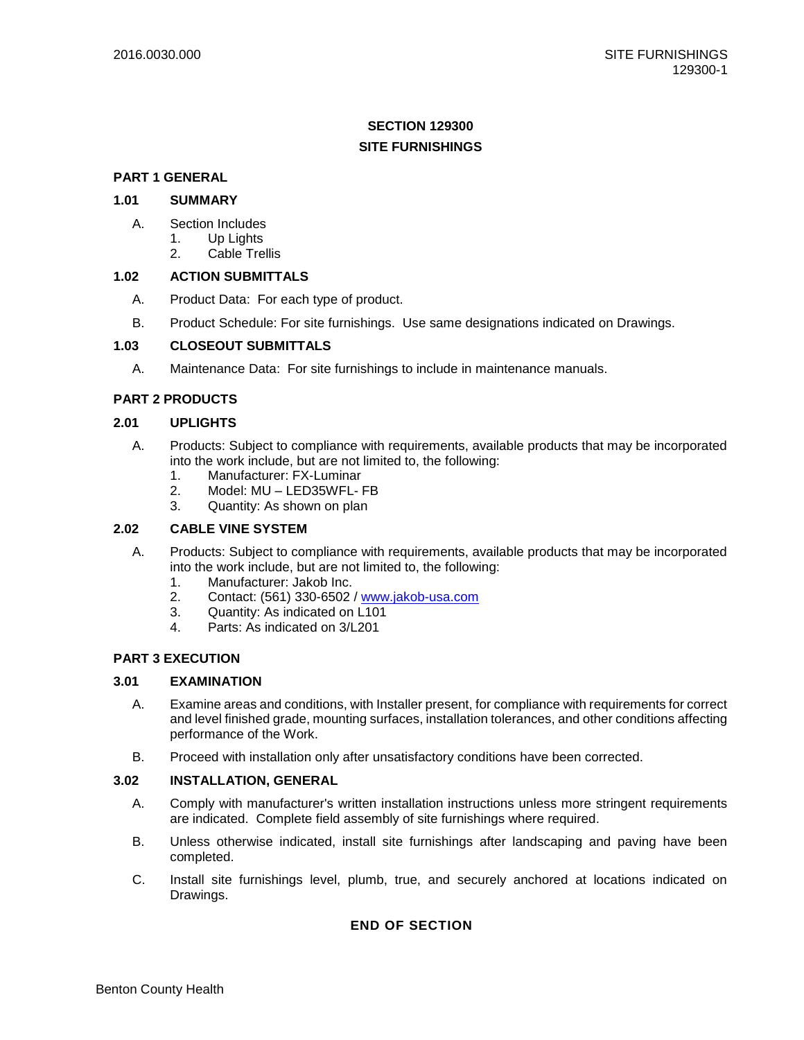# SECTION 129300

# SITE FURNISHINGS

## PART 1 GENERAL

### 1.01 SUMMARY

A. Section Includes
   1. Up Lights
   2. Cable Trellis

### 1.02 ACTION SUBMITTALS

A. Product Data: For each type of product.

B. Product Schedule: For site furnishings. Use same designations indicated on Drawings.

### 1.03 CLOSEOUT SUBMITTALS

A. Maintenance Data: For site furnishings to include in maintenance manuals.

## PART 2 PRODUCTS

### 2.01 UPLIGHTS

A. Products: Subject to compliance with requirements, available products that may be incorporated into the work include, but are not limited to, the following:
   1. Manufacturer: FX-Luminar
   2. Model: MU – LED35WFL- FB
   3. Quantity: As shown on plan

### 2.02 CABLE VINE SYSTEM

A. Products: Subject to compliance with requirements, available products that may be incorporated into the work include, but are not limited to, the following:
   1. Manufacturer: Jakob Inc.
   2. Contact: (561) 330-6502 / [www.jakob-usa.com](http://www.jakob-usa.com)
   3. Quantity: As indicated on L101
   4. Parts: As indicated on 3/L201

## PART 3 EXECUTION

### 3.01 EXAMINATION

A. Examine areas and conditions, with Installer present, for compliance with requirements for correct and level finished grade, mounting surfaces, installation tolerances, and other conditions affecting performance of the Work.

B. Proceed with installation only after unsatisfactory conditions have been corrected.

### 3.02 INSTALLATION, GENERAL

A. Comply with manufacturer's written installation instructions unless more stringent requirements are indicated. Complete field assembly of site furnishings where required.

B. Unless otherwise indicated, install site furnishings after landscaping and paving have been completed.

C. Install site furnishings level, plumb, true, and securely anchored at locations indicated on Drawings.

**END OF SECTION**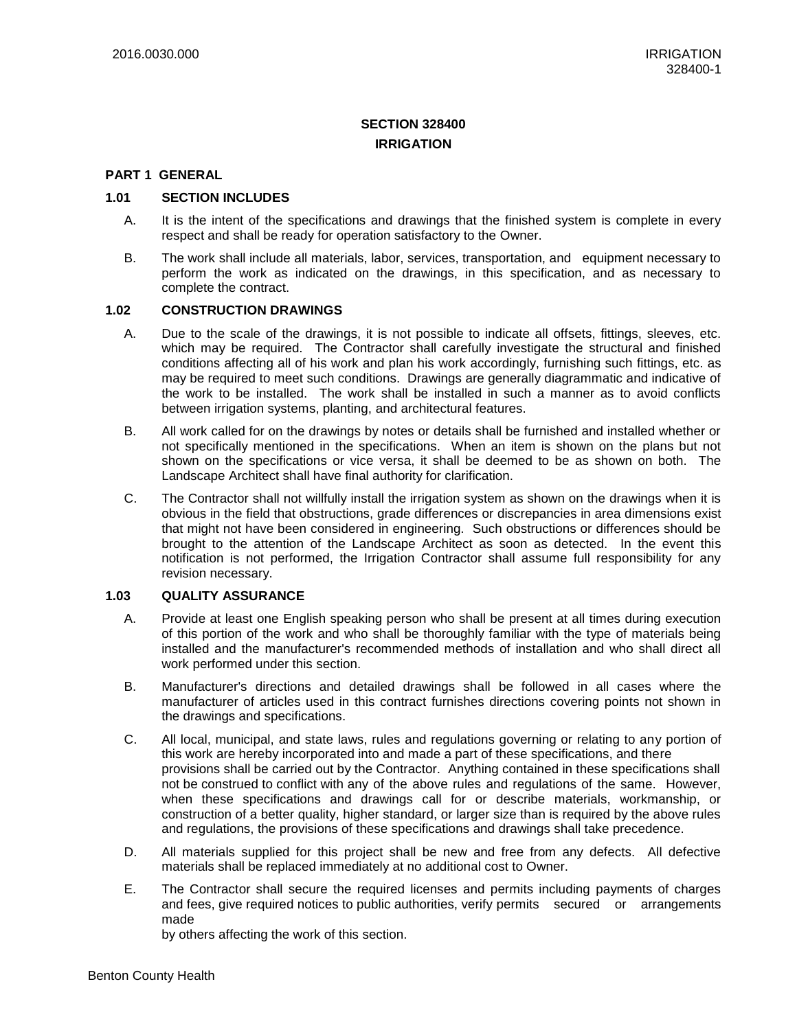# SECTION 328400
# IRRIGATION

## PART 1 GENERAL

### 1.01 SECTION INCLUDES

A. It is the intent of the specifications and drawings that the finished system is complete in every respect and shall be ready for operation satisfactory to the Owner.

B. The work shall include all materials, labor, services, transportation, and equipment necessary to perform the work as indicated on the drawings, in this specification, and as necessary to complete the contract.

### 1.02 CONSTRUCTION DRAWINGS

A. Due to the scale of the drawings, it is not possible to indicate all offsets, fittings, sleeves, etc. which may be required. The Contractor shall carefully investigate the structural and finished conditions affecting all of his work and plan his work accordingly, furnishing such fittings, etc. as may be required to meet such conditions. Drawings are generally diagrammatic and indicative of the work to be installed. The work shall be installed in such a manner as to avoid conflicts between irrigation systems, planting, and architectural features.

B. All work called for on the drawings by notes or details shall be furnished and installed whether or not specifically mentioned in the specifications. When an item is shown on the plans but not shown on the specifications or vice versa, it shall be deemed to be as shown on both. The Landscape Architect shall have final authority for clarification.

C. The Contractor shall not willfully install the irrigation system as shown on the drawings when it is obvious in the field that obstructions, grade differences or discrepancies in area dimensions exist that might not have been considered in engineering. Such obstructions or differences should be brought to the attention of the Landscape Architect as soon as detected. In the event this notification is not performed, the Irrigation Contractor shall assume full responsibility for any revision necessary.

### 1.03 QUALITY ASSURANCE

A. Provide at least one English speaking person who shall be present at all times during execution of this portion of the work and who shall be thoroughly familiar with the type of materials being installed and the manufacturer's recommended methods of installation and who shall direct all work performed under this section.

B. Manufacturer's directions and detailed drawings shall be followed in all cases where the manufacturer of articles used in this contract furnishes directions covering points not shown in the drawings and specifications.

C. All local, municipal, and state laws, rules and regulations governing or relating to any portion of this work are hereby incorporated into and made a part of these specifications, and there provisions shall be carried out by the Contractor. Anything contained in these specifications shall not be construed to conflict with any of the above rules and regulations of the same. However, when these specifications and drawings call for or describe materials, workmanship, or construction of a better quality, higher standard, or larger size than is required by the above rules and regulations, the provisions of these specifications and drawings shall take precedence.

D. All materials supplied for this project shall be new and free from any defects. All defective materials shall be replaced immediately at no additional cost to Owner.

E. The Contractor shall secure the required licenses and permits including payments of charges and fees, give required notices to public authorities, verify permits secured or arrangements made by others affecting the work of this section.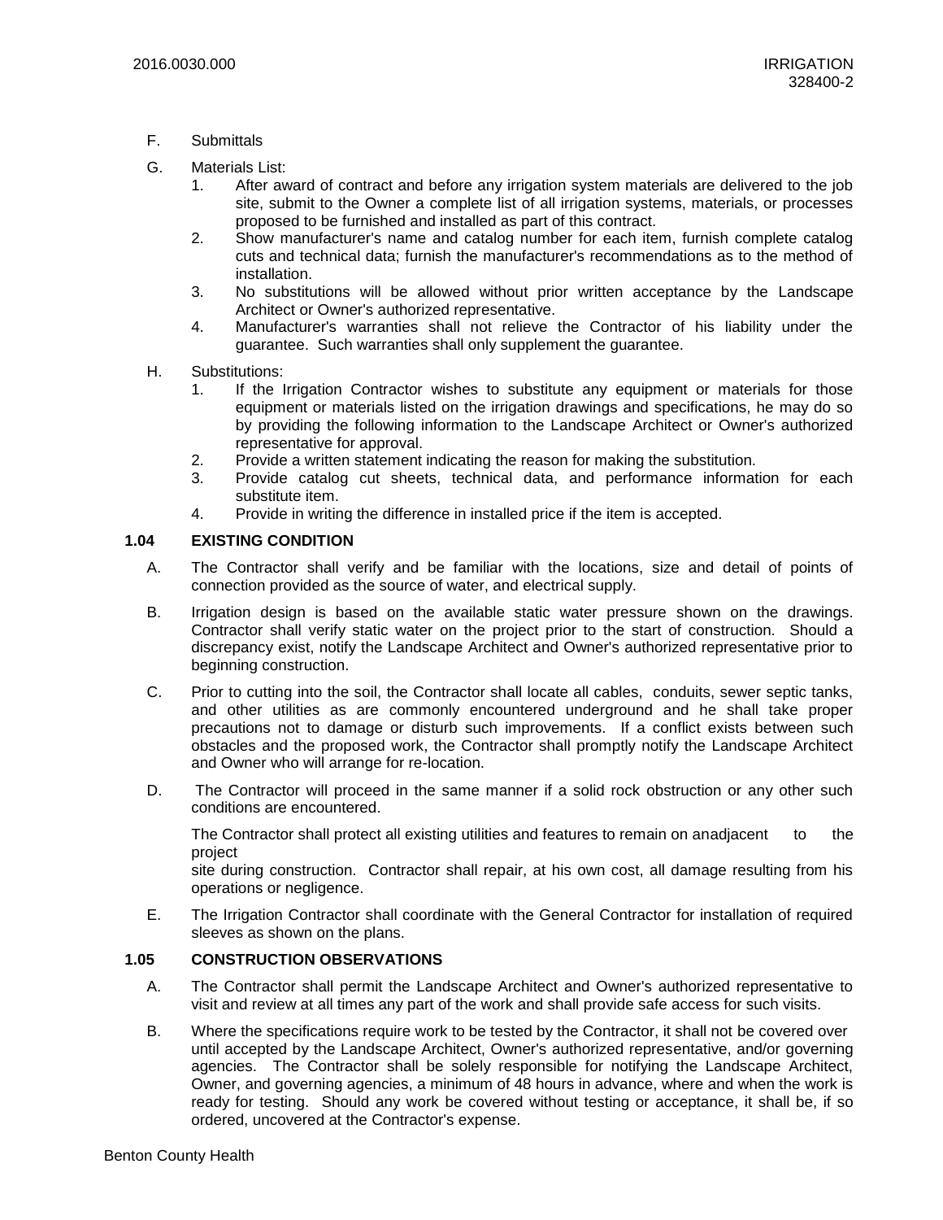F. Submittals

G. Materials List:
   1. After award of contract and before any irrigation system materials are delivered to the job site, submit to the Owner a complete list of all irrigation systems, materials, or processes proposed to be furnished and installed as part of this contract.
   2. Show manufacturer's name and catalog number for each item, furnish complete catalog cuts and technical data; furnish the manufacturer's recommendations as to the method of installation.
   3. No substitutions will be allowed without prior written acceptance by the Landscape Architect or Owner's authorized representative.
   4. Manufacturer's warranties shall not relieve the Contractor of his liability under the guarantee. Such warranties shall only supplement the guarantee.

H. Substitutions:
   1. If the Irrigation Contractor wishes to substitute any equipment or materials for those equipment or materials listed on the irrigation drawings and specifications, he may do so by providing the following information to the Landscape Architect or Owner's authorized representative for approval.
   2. Provide a written statement indicating the reason for making the substitution.
   3. Provide catalog cut sheets, technical data, and performance information for each substitute item.
   4. Provide in writing the difference in installed price if the item is accepted.

### 1.04 EXISTING CONDITION

A. The Contractor shall verify and be familiar with the locations, size and detail of points of connection provided as the source of water, and electrical supply.

B. Irrigation design is based on the available static water pressure shown on the drawings. Contractor shall verify static water on the project prior to the start of construction. Should a discrepancy exist, notify the Landscape Architect and Owner's authorized representative prior to beginning construction.

C. Prior to cutting into the soil, the Contractor shall locate all cables, conduits, sewer septic tanks, and other utilities as are commonly encountered underground and he shall take proper precautions not to damage or disturb such improvements. If a conflict exists between such obstacles and the proposed work, the Contractor shall promptly notify the Landscape Architect and Owner who will arrange for re-location.

D. The Contractor will proceed in the same manner if a solid rock obstruction or any other such conditions are encountered.

   The Contractor shall protect all existing utilities and features to remain on anadjacent to the project site during construction. Contractor shall repair, at his own cost, all damage resulting from his operations or negligence.

E. The Irrigation Contractor shall coordinate with the General Contractor for installation of required sleeves as shown on the plans.

### 1.05 CONSTRUCTION OBSERVATIONS

A. The Contractor shall permit the Landscape Architect and Owner's authorized representative to visit and review at all times any part of the work and shall provide safe access for such visits.

B. Where the specifications require work to be tested by the Contractor, it shall not be covered over until accepted by the Landscape Architect, Owner's authorized representative, and/or governing agencies. The Contractor shall be solely responsible for notifying the Landscape Architect, Owner, and governing agencies, a minimum of 48 hours in advance, where and when the work is ready for testing. Should any work be covered without testing or acceptance, it shall be, if so ordered, uncovered at the Contractor's expense.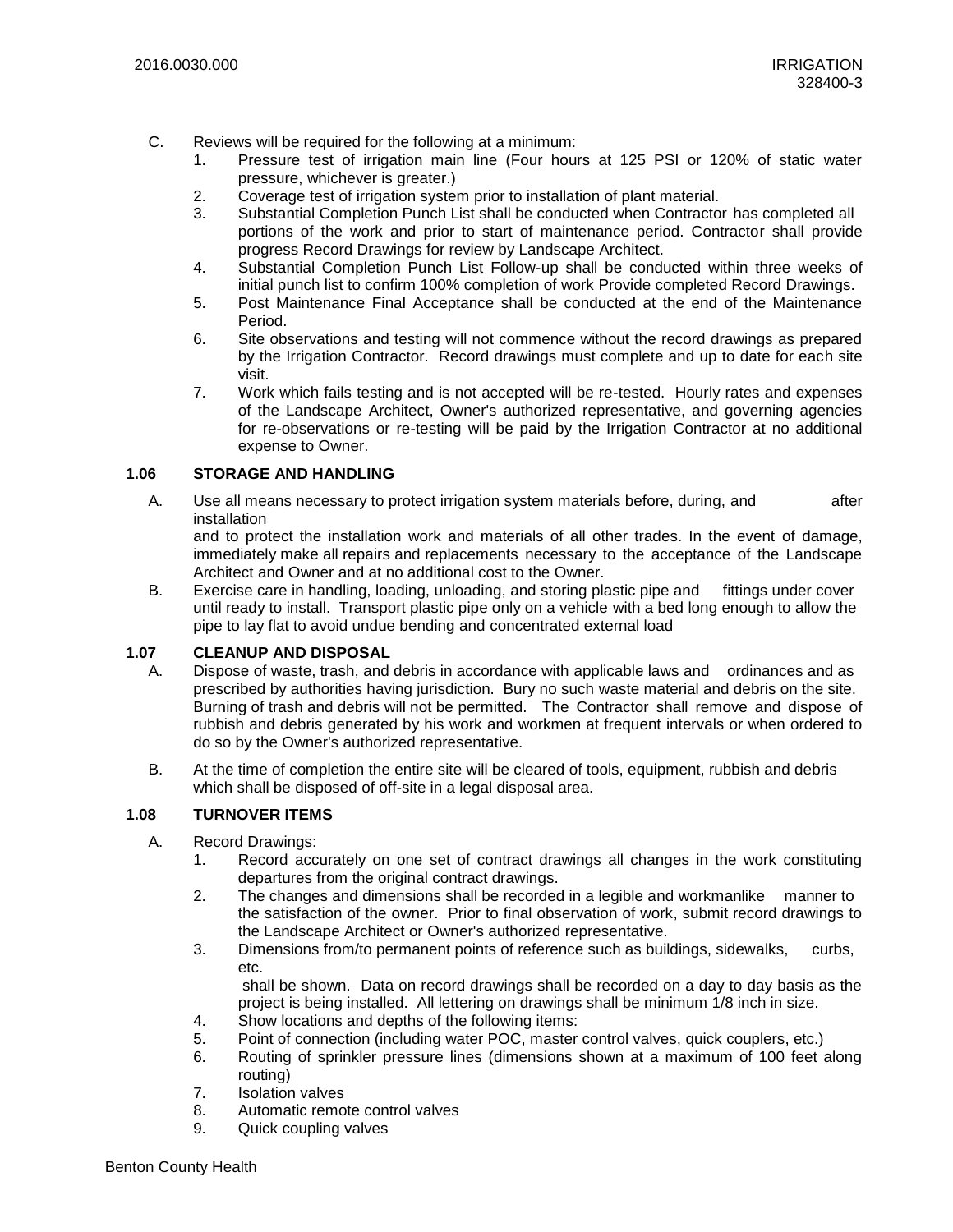C. Reviews will be required for the following at a minimum:
   1. Pressure test of irrigation main line (Four hours at 125 PSI or 120% of static water pressure, whichever is greater.)
   2. Coverage test of irrigation system prior to installation of plant material.
   3. Substantial Completion Punch List shall be conducted when Contractor has completed all portions of the work and prior to start of maintenance period. Contractor shall provide progress Record Drawings for review by Landscape Architect.
   4. Substantial Completion Punch List Follow-up shall be conducted within three weeks of initial punch list to confirm 100% completion of work Provide completed Record Drawings.
   5. Post Maintenance Final Acceptance shall be conducted at the end of the Maintenance Period.
   6. Site observations and testing will not commence without the record drawings as prepared by the Irrigation Contractor. Record drawings must complete and up to date for each site visit.
   7. Work which fails testing and is not accepted will be re-tested. Hourly rates and expenses of the Landscape Architect, Owner's authorized representative, and governing agencies for re-observations or re-testing will be paid by the Irrigation Contractor at no additional expense to Owner.

### 1.06 STORAGE AND HANDLING

A. Use all means necessary to protect irrigation system materials before, during, and after installation
   and to protect the installation work and materials of all other trades. In the event of damage, immediately make all repairs and replacements necessary to the acceptance of the Landscape Architect and Owner and at no additional cost to the Owner.

B. Exercise care in handling, loading, unloading, and storing plastic pipe and fittings under cover until ready to install. Transport plastic pipe only on a vehicle with a bed long enough to allow the pipe to lay flat to avoid undue bending and concentrated external load

### 1.07 CLEANUP AND DISPOSAL

A. Dispose of waste, trash, and debris in accordance with applicable laws and ordinances and as prescribed by authorities having jurisdiction. Bury no such waste material and debris on the site. Burning of trash and debris will not be permitted. The Contractor shall remove and dispose of rubbish and debris generated by his work and workmen at frequent intervals or when ordered to do so by the Owner's authorized representative.

B. At the time of completion the entire site will be cleared of tools, equipment, rubbish and debris which shall be disposed of off-site in a legal disposal area.

### 1.08 TURNOVER ITEMS

A. Record Drawings:
   1. Record accurately on one set of contract drawings all changes in the work constituting departures from the original contract drawings.
   2. The changes and dimensions shall be recorded in a legible and workmanlike manner to the satisfaction of the owner. Prior to final observation of work, submit record drawings to the Landscape Architect or Owner's authorized representative.
   3. Dimensions from/to permanent points of reference such as buildings, sidewalks, curbs, etc.
      shall be shown. Data on record drawings shall be recorded on a day to day basis as the project is being installed. All lettering on drawings shall be minimum 1/8 inch in size.
   4. Show locations and depths of the following items:
   5. Point of connection (including water POC, master control valves, quick couplers, etc.)
   6. Routing of sprinkler pressure lines (dimensions shown at a maximum of 100 feet along routing)
   7. Isolation valves
   8. Automatic remote control valves
   9. Quick coupling valves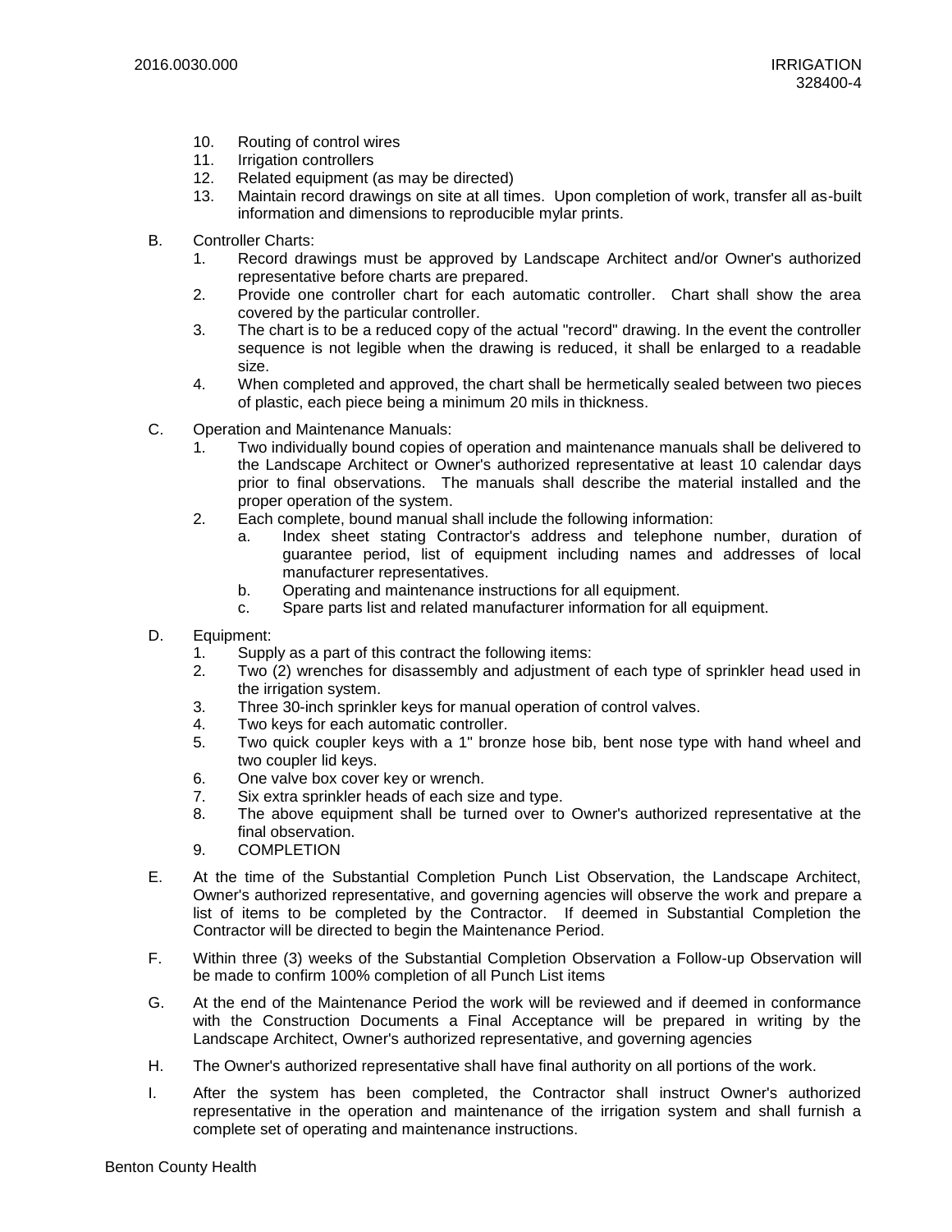10. Routing of control wires
11. Irrigation controllers
12. Related equipment (as may be directed)
13. Maintain record drawings on site at all times. Upon completion of work, transfer all as-built information and dimensions to reproducible mylar prints.

B. Controller Charts:
   1. Record drawings must be approved by Landscape Architect and/or Owner's authorized representative before charts are prepared.
   2. Provide one controller chart for each automatic controller. Chart shall show the area covered by the particular controller.
   3. The chart is to be a reduced copy of the actual "record" drawing. In the event the controller sequence is not legible when the drawing is reduced, it shall be enlarged to a readable size.
   4. When completed and approved, the chart shall be hermetically sealed between two pieces of plastic, each piece being a minimum 20 mils in thickness.

C. Operation and Maintenance Manuals:
   1. Two individually bound copies of operation and maintenance manuals shall be delivered to the Landscape Architect or Owner's authorized representative at least 10 calendar days prior to final observations. The manuals shall describe the material installed and the proper operation of the system.
   2. Each complete, bound manual shall include the following information:
      a. Index sheet stating Contractor's address and telephone number, duration of guarantee period, list of equipment including names and addresses of local manufacturer representatives.
      b. Operating and maintenance instructions for all equipment.
      c. Spare parts list and related manufacturer information for all equipment.

D. Equipment:
   1. Supply as a part of this contract the following items:
   2. Two (2) wrenches for disassembly and adjustment of each type of sprinkler head used in the irrigation system.
   3. Three 30-inch sprinkler keys for manual operation of control valves.
   4. Two keys for each automatic controller.
   5. Two quick coupler keys with a 1" bronze hose bib, bent nose type with hand wheel and two coupler lid keys.
   6. One valve box cover key or wrench.
   7. Six extra sprinkler heads of each size and type.
   8. The above equipment shall be turned over to Owner's authorized representative at the final observation.
   9. COMPLETION

E. At the time of the Substantial Completion Punch List Observation, the Landscape Architect, Owner's authorized representative, and governing agencies will observe the work and prepare a list of items to be completed by the Contractor. If deemed in Substantial Completion the Contractor will be directed to begin the Maintenance Period.

F. Within three (3) weeks of the Substantial Completion Observation a Follow-up Observation will be made to confirm 100% completion of all Punch List items

G. At the end of the Maintenance Period the work will be reviewed and if deemed in conformance with the Construction Documents a Final Acceptance will be prepared in writing by the Landscape Architect, Owner's authorized representative, and governing agencies

H. The Owner's authorized representative shall have final authority on all portions of the work.

I. After the system has been completed, the Contractor shall instruct Owner's authorized representative in the operation and maintenance of the irrigation system and shall furnish a complete set of operating and maintenance instructions.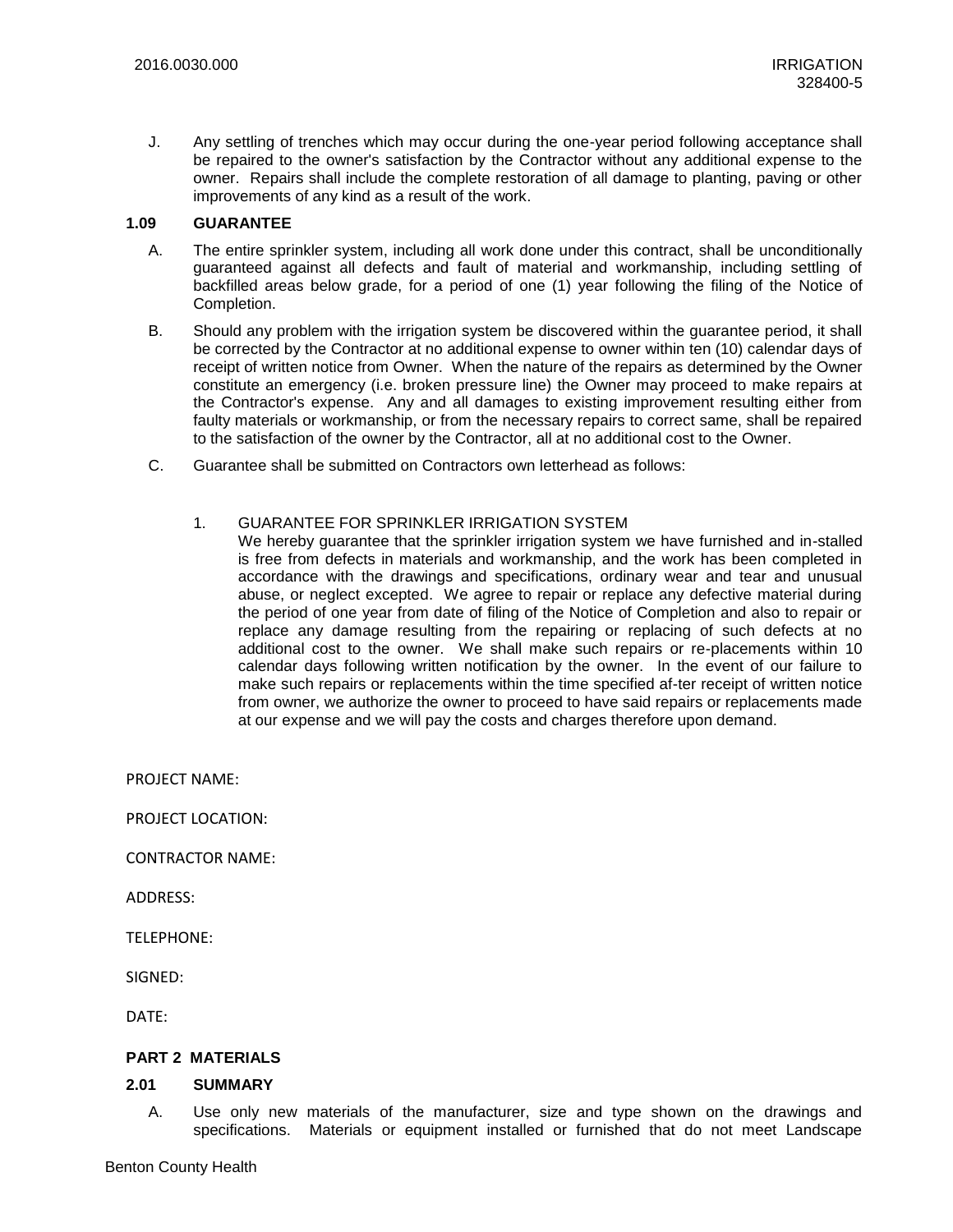J. Any settling of trenches which may occur during the one-year period following acceptance shall be repaired to the owner's satisfaction by the Contractor without any additional expense to the owner. Repairs shall include the complete restoration of all damage to planting, paving or other improvements of any kind as a result of the work.

### 1.09 GUARANTEE

A. The entire sprinkler system, including all work done under this contract, shall be unconditionally guaranteed against all defects and fault of material and workmanship, including settling of backfilled areas below grade, for a period of one (1) year following the filing of the Notice of Completion.

B. Should any problem with the irrigation system be discovered within the guarantee period, it shall be corrected by the Contractor at no additional expense to owner within ten (10) calendar days of receipt of written notice from Owner. When the nature of the repairs as determined by the Owner constitute an emergency (i.e. broken pressure line) the Owner may proceed to make repairs at the Contractor's expense. Any and all damages to existing improvement resulting either from faulty materials or workmanship, or from the necessary repairs to correct same, shall be repaired to the satisfaction of the owner by the Contractor, all at no additional cost to the Owner.

C. Guarantee shall be submitted on Contractors own letterhead as follows:

1. GUARANTEE FOR SPRINKLER IRRIGATION SYSTEM
   We hereby guarantee that the sprinkler irrigation system we have furnished and in-stalled is free from defects in materials and workmanship, and the work has been completed in accordance with the drawings and specifications, ordinary wear and tear and unusual abuse, or neglect excepted. We agree to repair or replace any defective material during the period of one year from date of filing of the Notice of Completion and also to repair or replace any damage resulting from the repairing or replacing of such defects at no additional cost to the owner. We shall make such repairs or re-placements within 10 calendar days following written notification by the owner. In the event of our failure to make such repairs or replacements within the time specified af-ter receipt of written notice from owner, we authorize the owner to proceed to have said repairs or replacements made at our expense and we will pay the costs and charges therefore upon demand.

PROJECT NAME:

PROJECT LOCATION:

CONTRACTOR NAME:

ADDRESS:

TELEPHONE:

SIGNED:

DATE:

## PART 2 MATERIALS

### 2.01 SUMMARY

A. Use only new materials of the manufacturer, size and type shown on the drawings and specifications. Materials or equipment installed or furnished that do not meet Landscape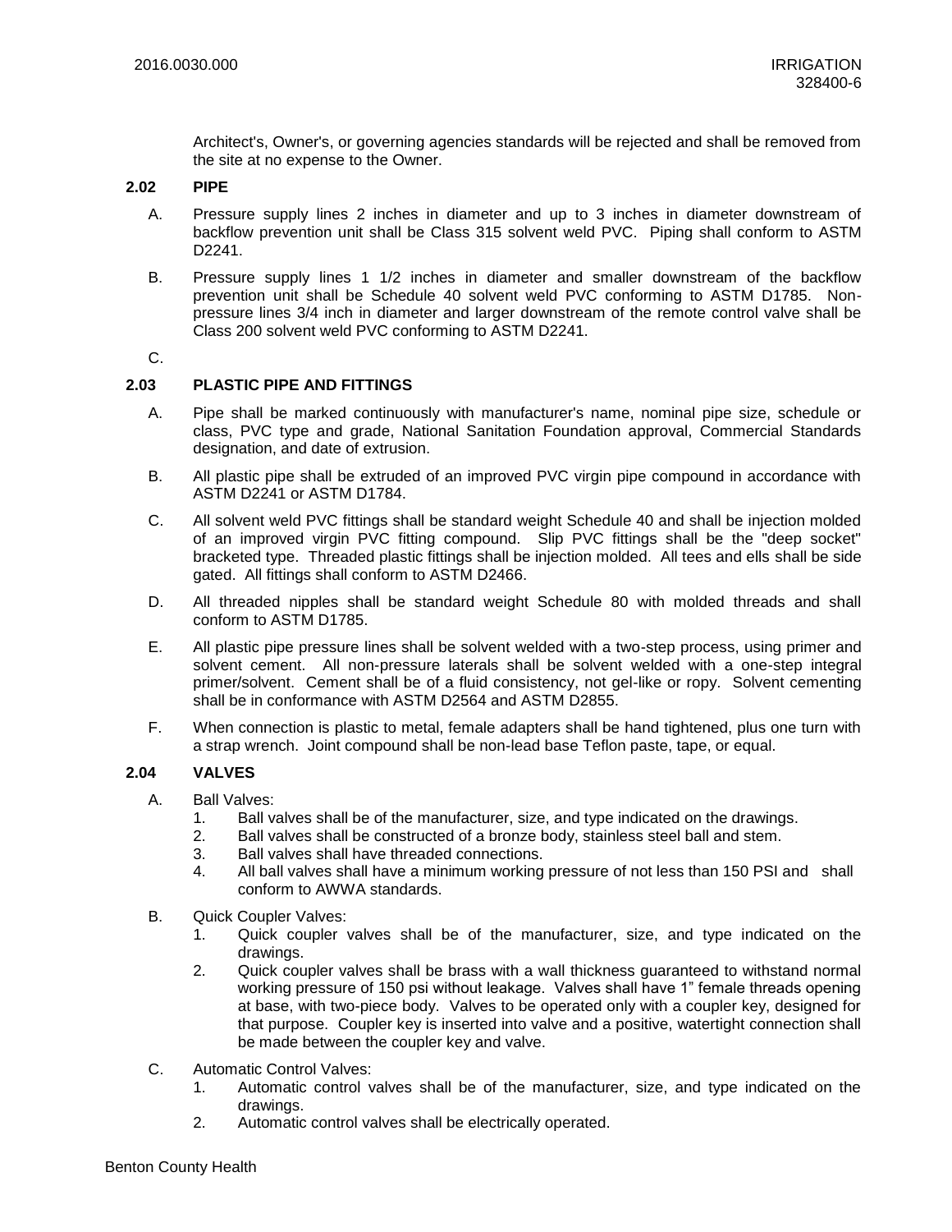Architect's, Owner's, or governing agencies standards will be rejected and shall be removed from the site at no expense to the Owner.

### 2.02 PIPE

A. Pressure supply lines 2 inches in diameter and up to 3 inches in diameter downstream of backflow prevention unit shall be Class 315 solvent weld PVC. Piping shall conform to ASTM D2241.

B. Pressure supply lines 1 1/2 inches in diameter and smaller downstream of the backflow prevention unit shall be Schedule 40 solvent weld PVC conforming to ASTM D1785. Non-pressure lines 3/4 inch in diameter and larger downstream of the remote control valve shall be Class 200 solvent weld PVC conforming to ASTM D2241.

C.

### 2.03 PLASTIC PIPE AND FITTINGS

A. Pipe shall be marked continuously with manufacturer's name, nominal pipe size, schedule or class, PVC type and grade, National Sanitation Foundation approval, Commercial Standards designation, and date of extrusion.

B. All plastic pipe shall be extruded of an improved PVC virgin pipe compound in accordance with ASTM D2241 or ASTM D1784.

C. All solvent weld PVC fittings shall be standard weight Schedule 40 and shall be injection molded of an improved virgin PVC fitting compound. Slip PVC fittings shall be the "deep socket" bracketed type. Threaded plastic fittings shall be injection molded. All tees and ells shall be side gated. All fittings shall conform to ASTM D2466.

D. All threaded nipples shall be standard weight Schedule 80 with molded threads and shall conform to ASTM D1785.

E. All plastic pipe pressure lines shall be solvent welded with a two-step process, using primer and solvent cement. All non-pressure laterals shall be solvent welded with a one-step integral primer/solvent. Cement shall be of a fluid consistency, not gel-like or ropy. Solvent cementing shall be in conformance with ASTM D2564 and ASTM D2855.

F. When connection is plastic to metal, female adapters shall be hand tightened, plus one turn with a strap wrench. Joint compound shall be non-lead base Teflon paste, tape, or equal.

### 2.04 VALVES

A. Ball Valves:
   1. Ball valves shall be of the manufacturer, size, and type indicated on the drawings.
   2. Ball valves shall be constructed of a bronze body, stainless steel ball and stem.
   3. Ball valves shall have threaded connections.
   4. All ball valves shall have a minimum working pressure of not less than 150 PSI and shall conform to AWWA standards.

B. Quick Coupler Valves:
   1. Quick coupler valves shall be of the manufacturer, size, and type indicated on the drawings.
   2. Quick coupler valves shall be brass with a wall thickness guaranteed to withstand normal working pressure of 150 psi without leakage. Valves shall have 1" female threads opening at base, with two-piece body. Valves to be operated only with a coupler key, designed for that purpose. Coupler key is inserted into valve and a positive, watertight connection shall be made between the coupler key and valve.

C. Automatic Control Valves:
   1. Automatic control valves shall be of the manufacturer, size, and type indicated on the drawings.
   2. Automatic control valves shall be electrically operated.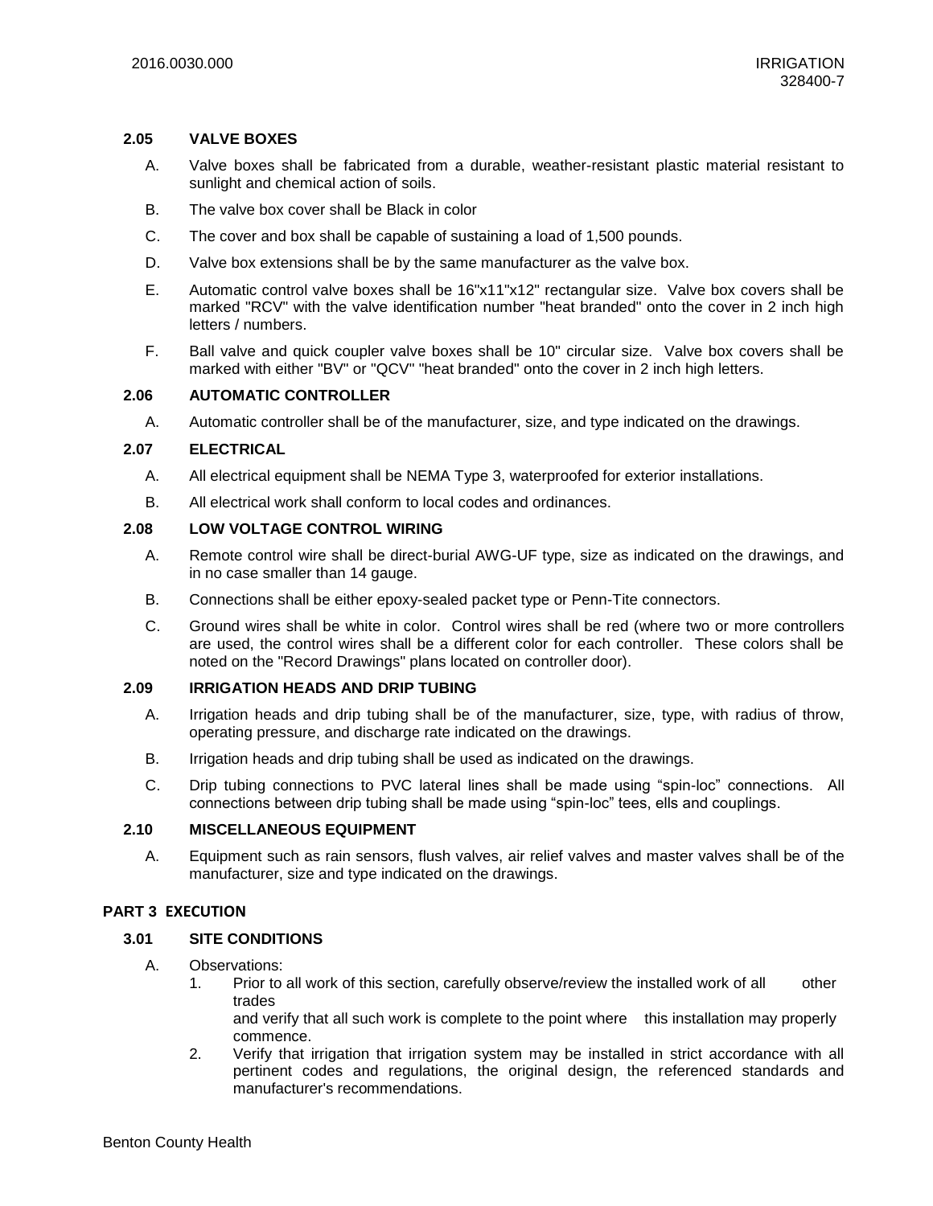### 2.05 VALVE BOXES

A. Valve boxes shall be fabricated from a durable, weather-resistant plastic material resistant to sunlight and chemical action of soils.

B. The valve box cover shall be Black in color

C. The cover and box shall be capable of sustaining a load of 1,500 pounds.

D. Valve box extensions shall be by the same manufacturer as the valve box.

E. Automatic control valve boxes shall be 16"x11"x12" rectangular size. Valve box covers shall be marked "RCV" with the valve identification number "heat branded" onto the cover in 2 inch high letters / numbers.

F. Ball valve and quick coupler valve boxes shall be 10" circular size. Valve box covers shall be marked with either "BV" or "QCV" "heat branded" onto the cover in 2 inch high letters.

### 2.06 AUTOMATIC CONTROLLER

A. Automatic controller shall be of the manufacturer, size, and type indicated on the drawings.

### 2.07 ELECTRICAL

A. All electrical equipment shall be NEMA Type 3, waterproofed for exterior installations.

B. All electrical work shall conform to local codes and ordinances.

### 2.08 LOW VOLTAGE CONTROL WIRING

A. Remote control wire shall be direct-burial AWG-UF type, size as indicated on the drawings, and in no case smaller than 14 gauge.

B. Connections shall be either epoxy-sealed packet type or Penn-Tite connectors.

C. Ground wires shall be white in color. Control wires shall be red (where two or more controllers are used, the control wires shall be a different color for each controller. These colors shall be noted on the "Record Drawings" plans located on controller door).

### 2.09 IRRIGATION HEADS AND DRIP TUBING

A. Irrigation heads and drip tubing shall be of the manufacturer, size, type, with radius of throw, operating pressure, and discharge rate indicated on the drawings.

B. Irrigation heads and drip tubing shall be used as indicated on the drawings.

C. Drip tubing connections to PVC lateral lines shall be made using "spin-loc" connections. All connections between drip tubing shall be made using "spin-loc" tees, ells and couplings.

### 2.10 MISCELLANEOUS EQUIPMENT

A. Equipment such as rain sensors, flush valves, air relief valves and master valves shall be of the manufacturer, size and type indicated on the drawings.

## PART 3 EXECUTION

### 3.01 SITE CONDITIONS

A. Observations:

1. Prior to all work of this section, carefully observe/review the installed work of all other trades and verify that all such work is complete to the point where this installation may properly commence.
2. Verify that irrigation that irrigation system may be installed in strict accordance with all pertinent codes and regulations, the original design, the referenced standards and manufacturer's recommendations.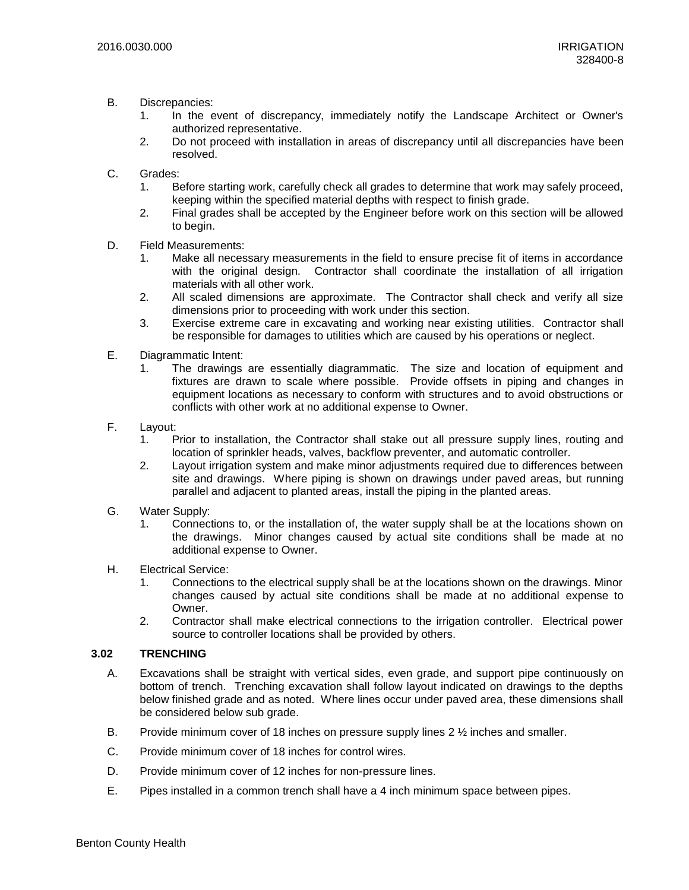B. Discrepancies:
   1. In the event of discrepancy, immediately notify the Landscape Architect or Owner's authorized representative.
   2. Do not proceed with installation in areas of discrepancy until all discrepancies have been resolved.

C. Grades:
   1. Before starting work, carefully check all grades to determine that work may safely proceed, keeping within the specified material depths with respect to finish grade.
   2. Final grades shall be accepted by the Engineer before work on this section will be allowed to begin.

D. Field Measurements:
   1. Make all necessary measurements in the field to ensure precise fit of items in accordance with the original design. Contractor shall coordinate the installation of all irrigation materials with all other work.
   2. All scaled dimensions are approximate. The Contractor shall check and verify all size dimensions prior to proceeding with work under this section.
   3. Exercise extreme care in excavating and working near existing utilities. Contractor shall be responsible for damages to utilities which are caused by his operations or neglect.

E. Diagrammatic Intent:
   1. The drawings are essentially diagrammatic. The size and location of equipment and fixtures are drawn to scale where possible. Provide offsets in piping and changes in equipment locations as necessary to conform with structures and to avoid obstructions or conflicts with other work at no additional expense to Owner.

F. Layout:
   1. Prior to installation, the Contractor shall stake out all pressure supply lines, routing and location of sprinkler heads, valves, backflow preventer, and automatic controller.
   2. Layout irrigation system and make minor adjustments required due to differences between site and drawings. Where piping is shown on drawings under paved areas, but running parallel and adjacent to planted areas, install the piping in the planted areas.

G. Water Supply:
   1. Connections to, or the installation of, the water supply shall be at the locations shown on the drawings. Minor changes caused by actual site conditions shall be made at no additional expense to Owner.

H. Electrical Service:
   1. Connections to the electrical supply shall be at the locations shown on the drawings. Minor changes caused by actual site conditions shall be made at no additional expense to Owner.
   2. Contractor shall make electrical connections to the irrigation controller. Electrical power source to controller locations shall be provided by others.

### 3.02 TRENCHING

A. Excavations shall be straight with vertical sides, even grade, and support pipe continuously on bottom of trench. Trenching excavation shall follow layout indicated on drawings to the depths below finished grade and as noted. Where lines occur under paved area, these dimensions shall be considered below sub grade.

B. Provide minimum cover of 18 inches on pressure supply lines 2 ½ inches and smaller.

C. Provide minimum cover of 18 inches for control wires.

D. Provide minimum cover of 12 inches for non-pressure lines.

E. Pipes installed in a common trench shall have a 4 inch minimum space between pipes.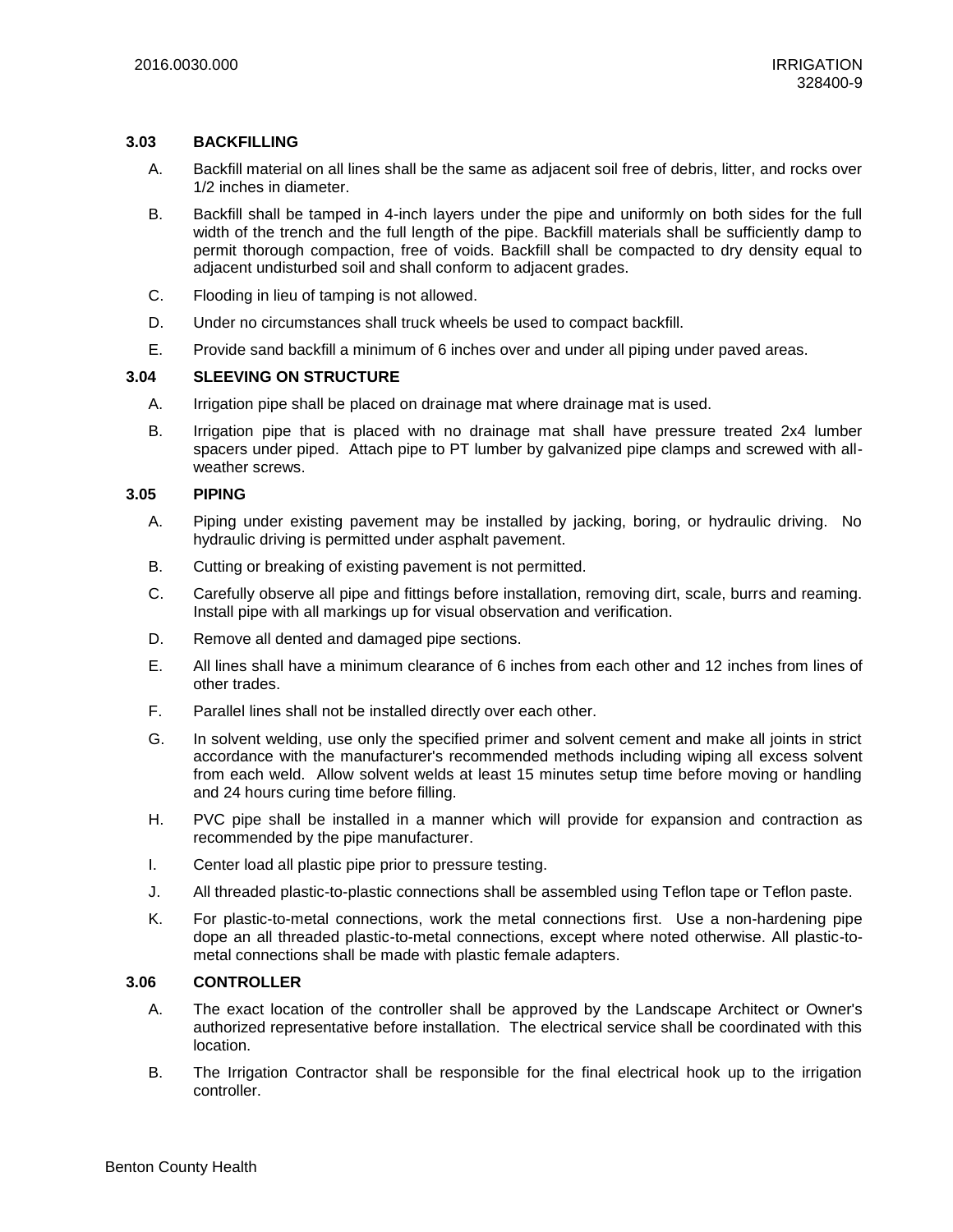### 3.03 BACKFILLING

A. Backfill material on all lines shall be the same as adjacent soil free of debris, litter, and rocks over 1/2 inches in diameter.

B. Backfill shall be tamped in 4-inch layers under the pipe and uniformly on both sides for the full width of the trench and the full length of the pipe. Backfill materials shall be sufficiently damp to permit thorough compaction, free of voids. Backfill shall be compacted to dry density equal to adjacent undisturbed soil and shall conform to adjacent grades.

C. Flooding in lieu of tamping is not allowed.

D. Under no circumstances shall truck wheels be used to compact backfill.

E. Provide sand backfill a minimum of 6 inches over and under all piping under paved areas.

### 3.04 SLEEVING ON STRUCTURE

A. Irrigation pipe shall be placed on drainage mat where drainage mat is used.

B. Irrigation pipe that is placed with no drainage mat shall have pressure treated 2x4 lumber spacers under piped. Attach pipe to PT lumber by galvanized pipe clamps and screwed with all-weather screws.

### 3.05 PIPING

A. Piping under existing pavement may be installed by jacking, boring, or hydraulic driving. No hydraulic driving is permitted under asphalt pavement.

B. Cutting or breaking of existing pavement is not permitted.

C. Carefully observe all pipe and fittings before installation, removing dirt, scale, burrs and reaming. Install pipe with all markings up for visual observation and verification.

D. Remove all dented and damaged pipe sections.

E. All lines shall have a minimum clearance of 6 inches from each other and 12 inches from lines of other trades.

F. Parallel lines shall not be installed directly over each other.

G. In solvent welding, use only the specified primer and solvent cement and make all joints in strict accordance with the manufacturer's recommended methods including wiping all excess solvent from each weld. Allow solvent welds at least 15 minutes setup time before moving or handling and 24 hours curing time before filling.

H. PVC pipe shall be installed in a manner which will provide for expansion and contraction as recommended by the pipe manufacturer.

I. Center load all plastic pipe prior to pressure testing.

J. All threaded plastic-to-plastic connections shall be assembled using Teflon tape or Teflon paste.

K. For plastic-to-metal connections, work the metal connections first. Use a non-hardening pipe dope an all threaded plastic-to-metal connections, except where noted otherwise. All plastic-to-metal connections shall be made with plastic female adapters.

### 3.06 CONTROLLER

A. The exact location of the controller shall be approved by the Landscape Architect or Owner's authorized representative before installation. The electrical service shall be coordinated with this location.

B. The Irrigation Contractor shall be responsible for the final electrical hook up to the irrigation controller.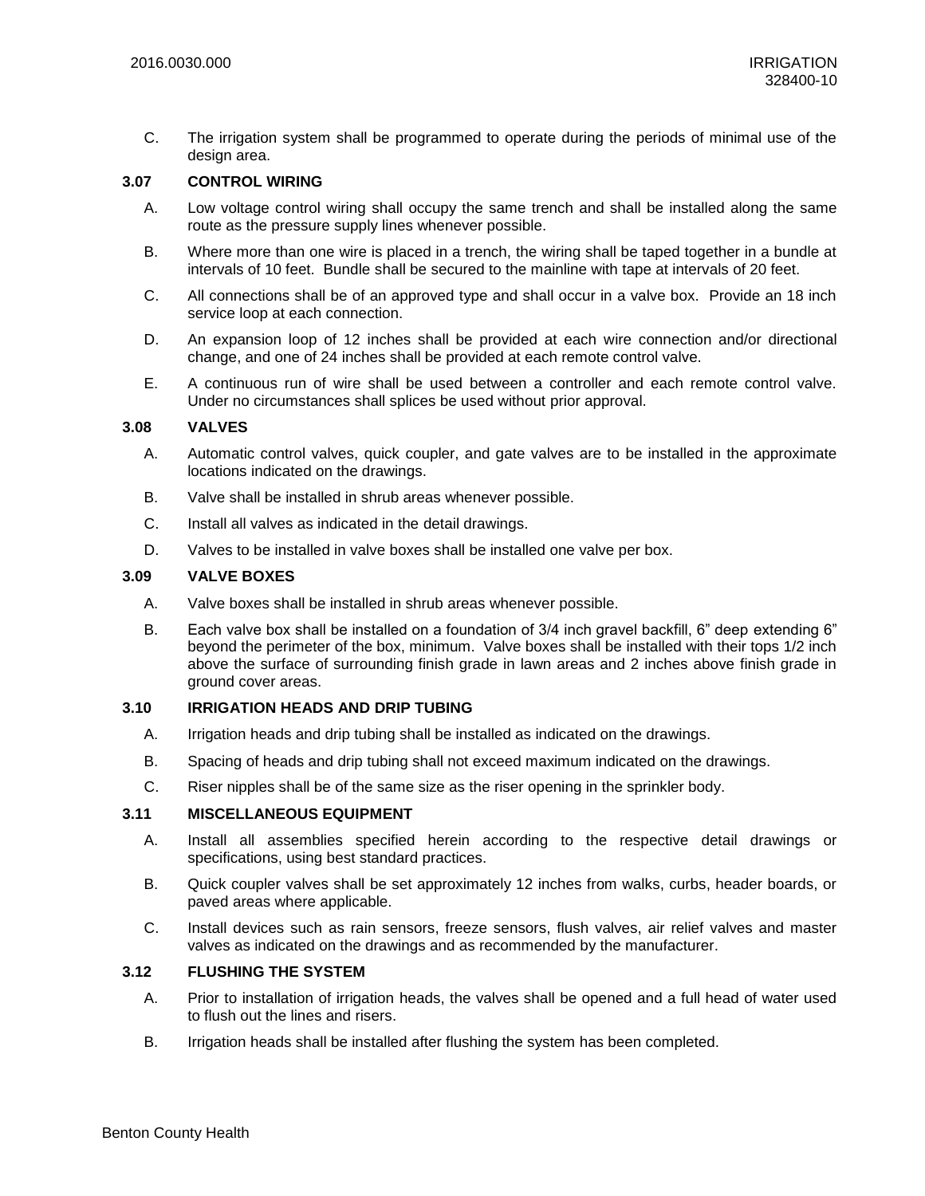C. The irrigation system shall be programmed to operate during the periods of minimal use of the design area.

### 3.07 CONTROL WIRING

A. Low voltage control wiring shall occupy the same trench and shall be installed along the same route as the pressure supply lines whenever possible.

B. Where more than one wire is placed in a trench, the wiring shall be taped together in a bundle at intervals of 10 feet. Bundle shall be secured to the mainline with tape at intervals of 20 feet.

C. All connections shall be of an approved type and shall occur in a valve box. Provide an 18 inch service loop at each connection.

D. An expansion loop of 12 inches shall be provided at each wire connection and/or directional change, and one of 24 inches shall be provided at each remote control valve.

E. A continuous run of wire shall be used between a controller and each remote control valve. Under no circumstances shall splices be used without prior approval.

### 3.08 VALVES

A. Automatic control valves, quick coupler, and gate valves are to be installed in the approximate locations indicated on the drawings.

B. Valve shall be installed in shrub areas whenever possible.

C. Install all valves as indicated in the detail drawings.

D. Valves to be installed in valve boxes shall be installed one valve per box.

### 3.09 VALVE BOXES

A. Valve boxes shall be installed in shrub areas whenever possible.

B. Each valve box shall be installed on a foundation of 3/4 inch gravel backfill, 6" deep extending 6" beyond the perimeter of the box, minimum. Valve boxes shall be installed with their tops 1/2 inch above the surface of surrounding finish grade in lawn areas and 2 inches above finish grade in ground cover areas.

### 3.10 IRRIGATION HEADS AND DRIP TUBING

A. Irrigation heads and drip tubing shall be installed as indicated on the drawings.

B. Spacing of heads and drip tubing shall not exceed maximum indicated on the drawings.

C. Riser nipples shall be of the same size as the riser opening in the sprinkler body.

### 3.11 MISCELLANEOUS EQUIPMENT

A. Install all assemblies specified herein according to the respective detail drawings or specifications, using best standard practices.

B. Quick coupler valves shall be set approximately 12 inches from walks, curbs, header boards, or paved areas where applicable.

C. Install devices such as rain sensors, freeze sensors, flush valves, air relief valves and master valves as indicated on the drawings and as recommended by the manufacturer.

### 3.12 FLUSHING THE SYSTEM

A. Prior to installation of irrigation heads, the valves shall be opened and a full head of water used to flush out the lines and risers.

B. Irrigation heads shall be installed after flushing the system has been completed.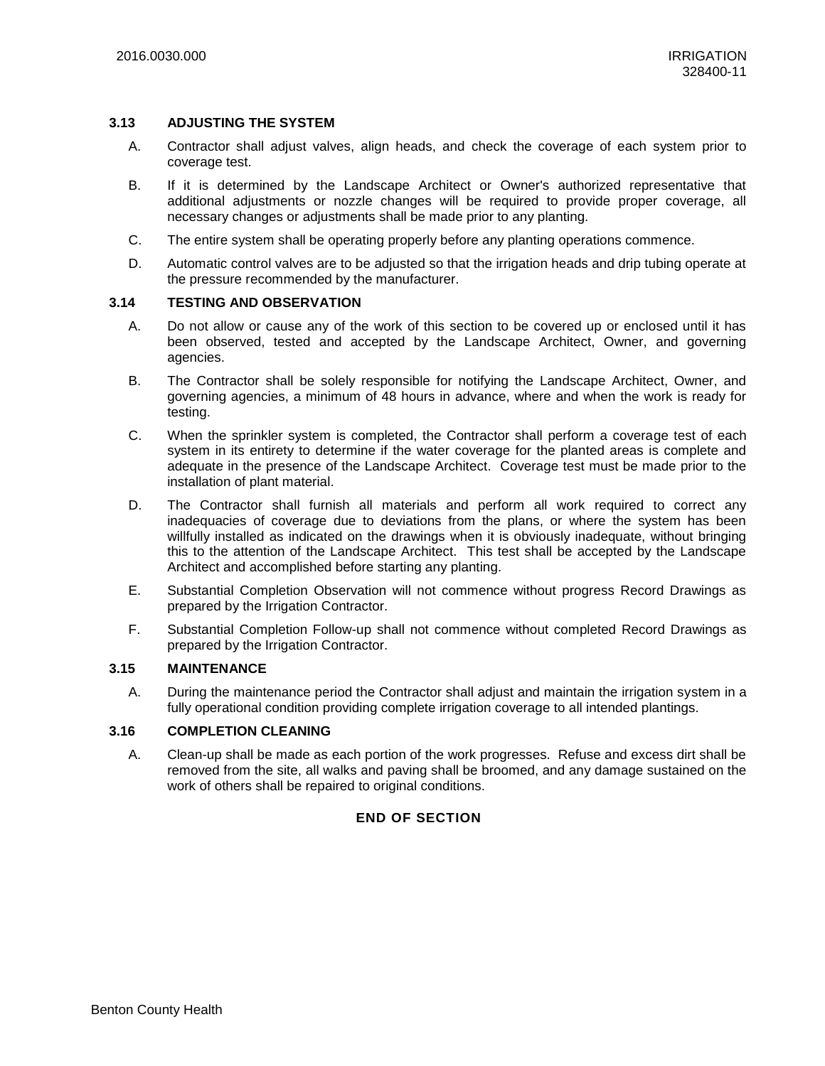### 3.13 ADJUSTING THE SYSTEM

A. Contractor shall adjust valves, align heads, and check the coverage of each system prior to coverage test.

B. If it is determined by the Landscape Architect or Owner's authorized representative that additional adjustments or nozzle changes will be required to provide proper coverage, all necessary changes or adjustments shall be made prior to any planting.

C. The entire system shall be operating properly before any planting operations commence.

D. Automatic control valves are to be adjusted so that the irrigation heads and drip tubing operate at the pressure recommended by the manufacturer.

### 3.14 TESTING AND OBSERVATION

A. Do not allow or cause any of the work of this section to be covered up or enclosed until it has been observed, tested and accepted by the Landscape Architect, Owner, and governing agencies.

B. The Contractor shall be solely responsible for notifying the Landscape Architect, Owner, and governing agencies, a minimum of 48 hours in advance, where and when the work is ready for testing.

C. When the sprinkler system is completed, the Contractor shall perform a coverage test of each system in its entirety to determine if the water coverage for the planted areas is complete and adequate in the presence of the Landscape Architect. Coverage test must be made prior to the installation of plant material.

D. The Contractor shall furnish all materials and perform all work required to correct any inadequacies of coverage due to deviations from the plans, or where the system has been willfully installed as indicated on the drawings when it is obviously inadequate, without bringing this to the attention of the Landscape Architect. This test shall be accepted by the Landscape Architect and accomplished before starting any planting.

E. Substantial Completion Observation will not commence without progress Record Drawings as prepared by the Irrigation Contractor.

F. Substantial Completion Follow-up shall not commence without completed Record Drawings as prepared by the Irrigation Contractor.

### 3.15 MAINTENANCE

A. During the maintenance period the Contractor shall adjust and maintain the irrigation system in a fully operational condition providing complete irrigation coverage to all intended plantings.

### 3.16 COMPLETION CLEANING

A. Clean-up shall be made as each portion of the work progresses. Refuse and excess dirt shall be removed from the site, all walks and paving shall be broomed, and any damage sustained on the work of others shall be repaired to original conditions.

**END OF SECTION**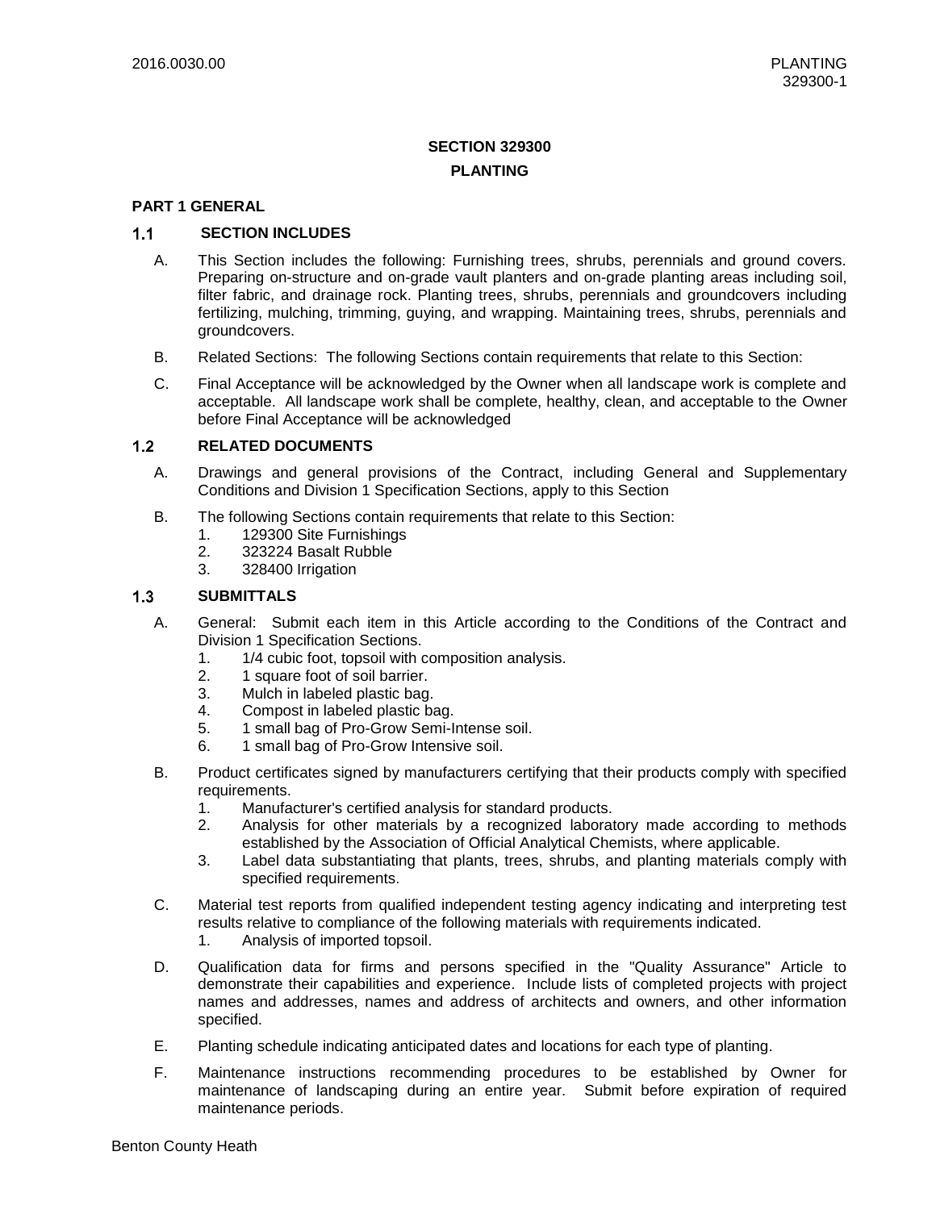# SECTION 329300

# PLANTING

## PART 1 GENERAL

### 1.1 SECTION INCLUDES

A. This Section includes the following: Furnishing trees, shrubs, perennials and ground covers. Preparing on-structure and on-grade vault planters and on-grade planting areas including soil, filter fabric, and drainage rock. Planting trees, shrubs, perennials and groundcovers including fertilizing, mulching, trimming, guying, and wrapping. Maintaining trees, shrubs, perennials and groundcovers.

B. Related Sections: The following Sections contain requirements that relate to this Section:

C. Final Acceptance will be acknowledged by the Owner when all landscape work is complete and acceptable. All landscape work shall be complete, healthy, clean, and acceptable to the Owner before Final Acceptance will be acknowledged

### 1.2 RELATED DOCUMENTS

A. Drawings and general provisions of the Contract, including General and Supplementary Conditions and Division 1 Specification Sections, apply to this Section

B. The following Sections contain requirements that relate to this Section:
   1. 129300 Site Furnishings
   2. 323224 Basalt Rubble
   3. 328400 Irrigation

### 1.3 SUBMITTALS

A. General: Submit each item in this Article according to the Conditions of the Contract and Division 1 Specification Sections.
   1. 1/4 cubic foot, topsoil with composition analysis.
   2. 1 square foot of soil barrier.
   3. Mulch in labeled plastic bag.
   4. Compost in labeled plastic bag.
   5. 1 small bag of Pro-Grow Semi-Intense soil.
   6. 1 small bag of Pro-Grow Intensive soil.

B. Product certificates signed by manufacturers certifying that their products comply with specified requirements.
   1. Manufacturer's certified analysis for standard products.
   2. Analysis for other materials by a recognized laboratory made according to methods established by the Association of Official Analytical Chemists, where applicable.
   3. Label data substantiating that plants, trees, shrubs, and planting materials comply with specified requirements.

C. Material test reports from qualified independent testing agency indicating and interpreting test results relative to compliance of the following materials with requirements indicated.
   1. Analysis of imported topsoil.

D. Qualification data for firms and persons specified in the "Quality Assurance" Article to demonstrate their capabilities and experience. Include lists of completed projects with project names and addresses, names and address of architects and owners, and other information specified.

E. Planting schedule indicating anticipated dates and locations for each type of planting.

F. Maintenance instructions recommending procedures to be established by Owner for maintenance of landscaping during an entire year. Submit before expiration of required maintenance periods.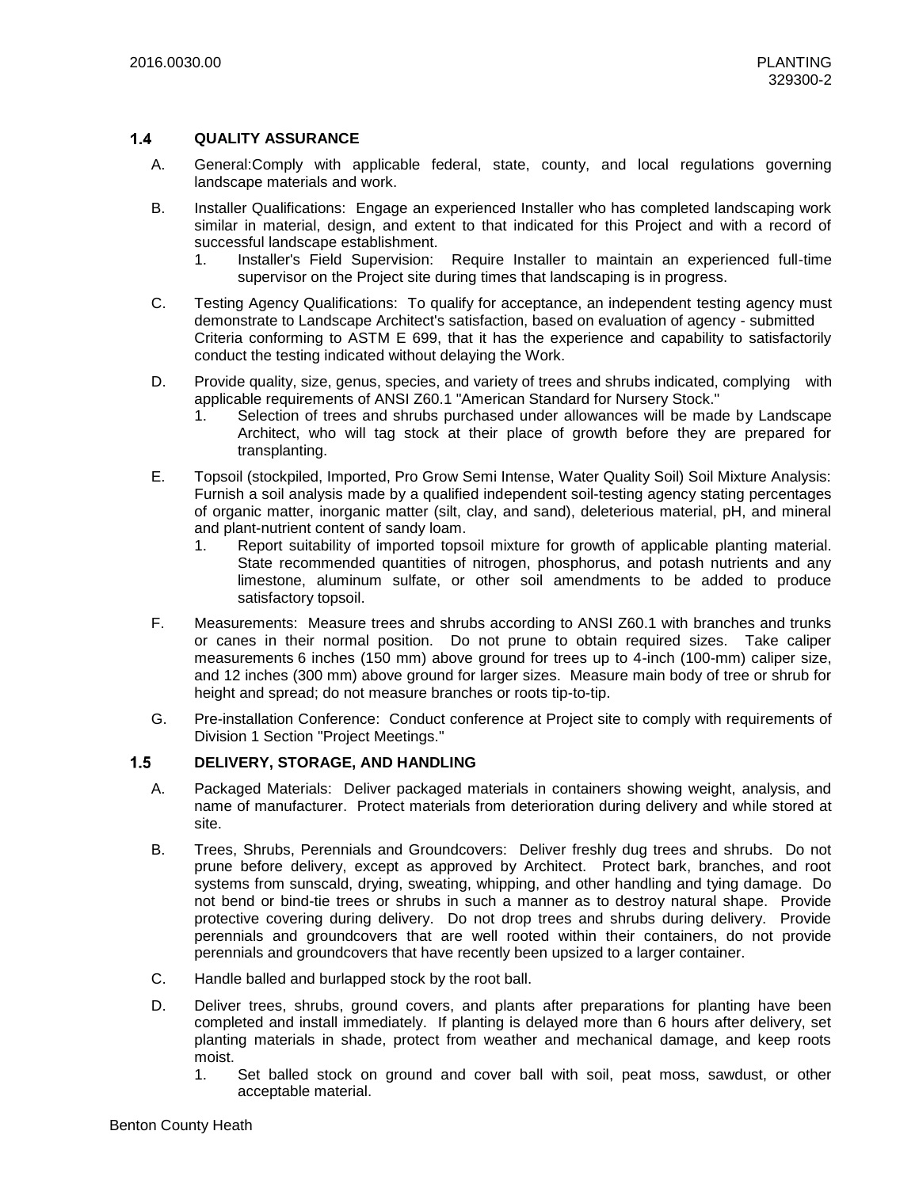## 1.4 QUALITY ASSURANCE

A. General:Comply with applicable federal, state, county, and local regulations governing landscape materials and work.

B. Installer Qualifications: Engage an experienced Installer who has completed landscaping work similar in material, design, and extent to that indicated for this Project and with a record of successful landscape establishment.
   1. Installer's Field Supervision: Require Installer to maintain an experienced full-time supervisor on the Project site during times that landscaping is in progress.

C. Testing Agency Qualifications: To qualify for acceptance, an independent testing agency must demonstrate to Landscape Architect's satisfaction, based on evaluation of agency - submitted Criteria conforming to ASTM E 699, that it has the experience and capability to satisfactorily conduct the testing indicated without delaying the Work.

D. Provide quality, size, genus, species, and variety of trees and shrubs indicated, complying with applicable requirements of ANSI Z60.1 "American Standard for Nursery Stock."
   1. Selection of trees and shrubs purchased under allowances will be made by Landscape Architect, who will tag stock at their place of growth before they are prepared for transplanting.

E. Topsoil (stockpiled, Imported, Pro Grow Semi Intense, Water Quality Soil) Soil Mixture Analysis: Furnish a soil analysis made by a qualified independent soil-testing agency stating percentages of organic matter, inorganic matter (silt, clay, and sand), deleterious material, pH, and mineral and plant-nutrient content of sandy loam.
   1. Report suitability of imported topsoil mixture for growth of applicable planting material. State recommended quantities of nitrogen, phosphorus, and potash nutrients and any limestone, aluminum sulfate, or other soil amendments to be added to produce satisfactory topsoil.

F. Measurements: Measure trees and shrubs according to ANSI Z60.1 with branches and trunks or canes in their normal position. Do not prune to obtain required sizes. Take caliper measurements 6 inches (150 mm) above ground for trees up to 4-inch (100-mm) caliper size, and 12 inches (300 mm) above ground for larger sizes. Measure main body of tree or shrub for height and spread; do not measure branches or roots tip-to-tip.

G. Pre-installation Conference: Conduct conference at Project site to comply with requirements of Division 1 Section "Project Meetings."

## 1.5 DELIVERY, STORAGE, AND HANDLING

A. Packaged Materials: Deliver packaged materials in containers showing weight, analysis, and name of manufacturer. Protect materials from deterioration during delivery and while stored at site.

B. Trees, Shrubs, Perennials and Groundcovers: Deliver freshly dug trees and shrubs. Do not prune before delivery, except as approved by Architect. Protect bark, branches, and root systems from sunscald, drying, sweating, whipping, and other handling and tying damage. Do not bend or bind-tie trees or shrubs in such a manner as to destroy natural shape. Provide protective covering during delivery. Do not drop trees and shrubs during delivery. Provide perennials and groundcovers that are well rooted within their containers, do not provide perennials and groundcovers that have recently been upsized to a larger container.

C. Handle balled and burlapped stock by the root ball.

D. Deliver trees, shrubs, ground covers, and plants after preparations for planting have been completed and install immediately. If planting is delayed more than 6 hours after delivery, set planting materials in shade, protect from weather and mechanical damage, and keep roots moist.
   1. Set balled stock on ground and cover ball with soil, peat moss, sawdust, or other acceptable material.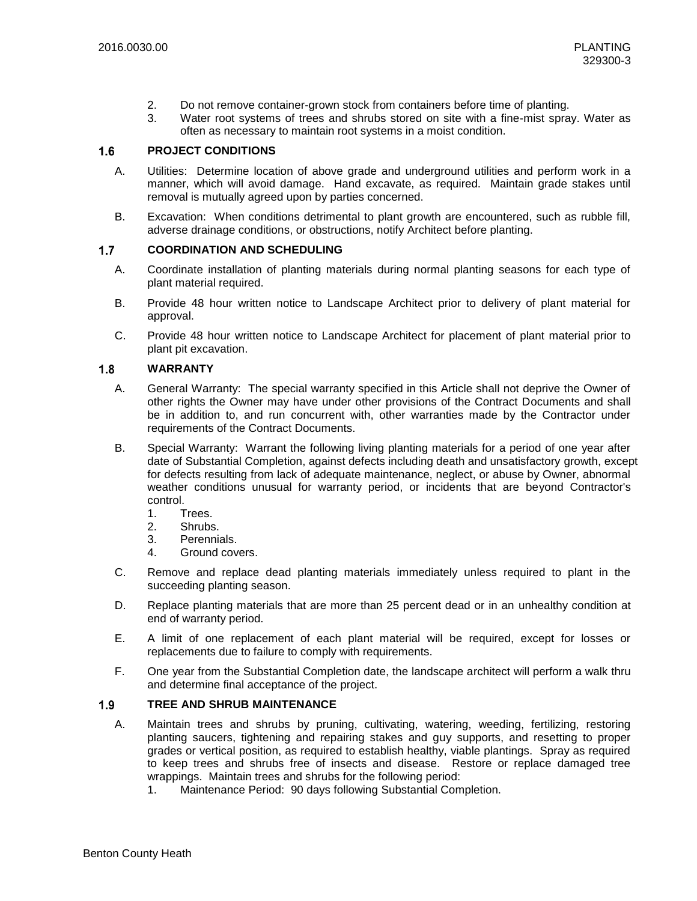2. Do not remove container-grown stock from containers before time of planting.
3. Water root systems of trees and shrubs stored on site with a fine-mist spray. Water as often as necessary to maintain root systems in a moist condition.

## 1.6 PROJECT CONDITIONS

A. Utilities: Determine location of above grade and underground utilities and perform work in a manner, which will avoid damage. Hand excavate, as required. Maintain grade stakes until removal is mutually agreed upon by parties concerned.

B. Excavation: When conditions detrimental to plant growth are encountered, such as rubble fill, adverse drainage conditions, or obstructions, notify Architect before planting.

## 1.7 COORDINATION AND SCHEDULING

A. Coordinate installation of planting materials during normal planting seasons for each type of plant material required.

B. Provide 48 hour written notice to Landscape Architect prior to delivery of plant material for approval.

C. Provide 48 hour written notice to Landscape Architect for placement of plant material prior to plant pit excavation.

## 1.8 WARRANTY

A. General Warranty: The special warranty specified in this Article shall not deprive the Owner of other rights the Owner may have under other provisions of the Contract Documents and shall be in addition to, and run concurrent with, other warranties made by the Contractor under requirements of the Contract Documents.

B. Special Warranty: Warrant the following living planting materials for a period of one year after date of Substantial Completion, against defects including death and unsatisfactory growth, except for defects resulting from lack of adequate maintenance, neglect, or abuse by Owner, abnormal weather conditions unusual for warranty period, or incidents that are beyond Contractor's control.
   1. Trees.
   2. Shrubs.
   3. Perennials.
   4. Ground covers.

C. Remove and replace dead planting materials immediately unless required to plant in the succeeding planting season.

D. Replace planting materials that are more than 25 percent dead or in an unhealthy condition at end of warranty period.

E. A limit of one replacement of each plant material will be required, except for losses or replacements due to failure to comply with requirements.

F. One year from the Substantial Completion date, the landscape architect will perform a walk thru and determine final acceptance of the project.

## 1.9 TREE AND SHRUB MAINTENANCE

A. Maintain trees and shrubs by pruning, cultivating, watering, weeding, fertilizing, restoring planting saucers, tightening and repairing stakes and guy supports, and resetting to proper grades or vertical position, as required to establish healthy, viable plantings. Spray as required to keep trees and shrubs free of insects and disease. Restore or replace damaged tree wrappings. Maintain trees and shrubs for the following period:
   1. Maintenance Period: 90 days following Substantial Completion.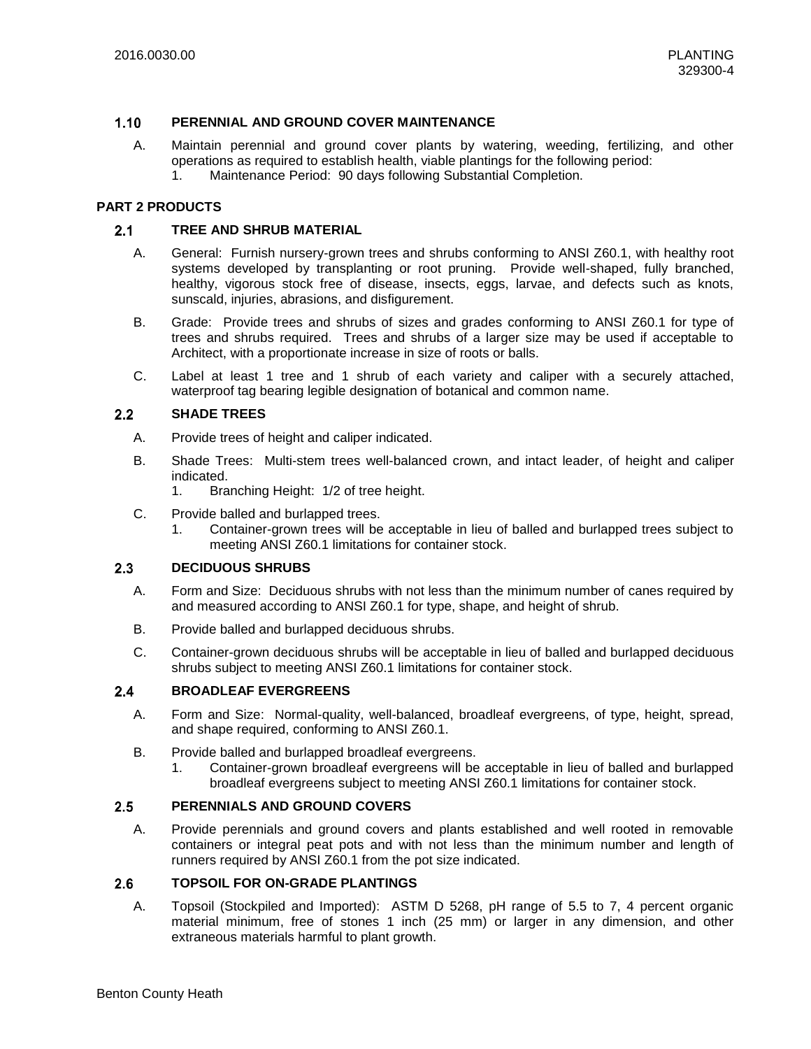### 1.10 PERENNIAL AND GROUND COVER MAINTENANCE

A. Maintain perennial and ground cover plants by watering, weeding, fertilizing, and other operations as required to establish health, viable plantings for the following period:
   1. Maintenance Period: 90 days following Substantial Completion.

## PART 2 PRODUCTS

### 2.1 TREE AND SHRUB MATERIAL

A. General: Furnish nursery-grown trees and shrubs conforming to ANSI Z60.1, with healthy root systems developed by transplanting or root pruning. Provide well-shaped, fully branched, healthy, vigorous stock free of disease, insects, eggs, larvae, and defects such as knots, sunscald, injuries, abrasions, and disfigurement.

B. Grade: Provide trees and shrubs of sizes and grades conforming to ANSI Z60.1 for type of trees and shrubs required. Trees and shrubs of a larger size may be used if acceptable to Architect, with a proportionate increase in size of roots or balls.

C. Label at least 1 tree and 1 shrub of each variety and caliper with a securely attached, waterproof tag bearing legible designation of botanical and common name.

### 2.2 SHADE TREES

A. Provide trees of height and caliper indicated.

B. Shade Trees: Multi-stem trees well-balanced crown, and intact leader, of height and caliper indicated.
   1. Branching Height: 1/2 of tree height.

C. Provide balled and burlapped trees.
   1. Container-grown trees will be acceptable in lieu of balled and burlapped trees subject to meeting ANSI Z60.1 limitations for container stock.

### 2.3 DECIDUOUS SHRUBS

A. Form and Size: Deciduous shrubs with not less than the minimum number of canes required by and measured according to ANSI Z60.1 for type, shape, and height of shrub.

B. Provide balled and burlapped deciduous shrubs.

C. Container-grown deciduous shrubs will be acceptable in lieu of balled and burlapped deciduous shrubs subject to meeting ANSI Z60.1 limitations for container stock.

### 2.4 BROADLEAF EVERGREENS

A. Form and Size: Normal-quality, well-balanced, broadleaf evergreens, of type, height, spread, and shape required, conforming to ANSI Z60.1.

B. Provide balled and burlapped broadleaf evergreens.
   1. Container-grown broadleaf evergreens will be acceptable in lieu of balled and burlapped broadleaf evergreens subject to meeting ANSI Z60.1 limitations for container stock.

### 2.5 PERENNIALS AND GROUND COVERS

A. Provide perennials and ground covers and plants established and well rooted in removable containers or integral peat pots and with not less than the minimum number and length of runners required by ANSI Z60.1 from the pot size indicated.

### 2.6 TOPSOIL FOR ON-GRADE PLANTINGS

A. Topsoil (Stockpiled and Imported): ASTM D 5268, pH range of 5.5 to 7, 4 percent organic material minimum, free of stones 1 inch (25 mm) or larger in any dimension, and other extraneous materials harmful to plant growth.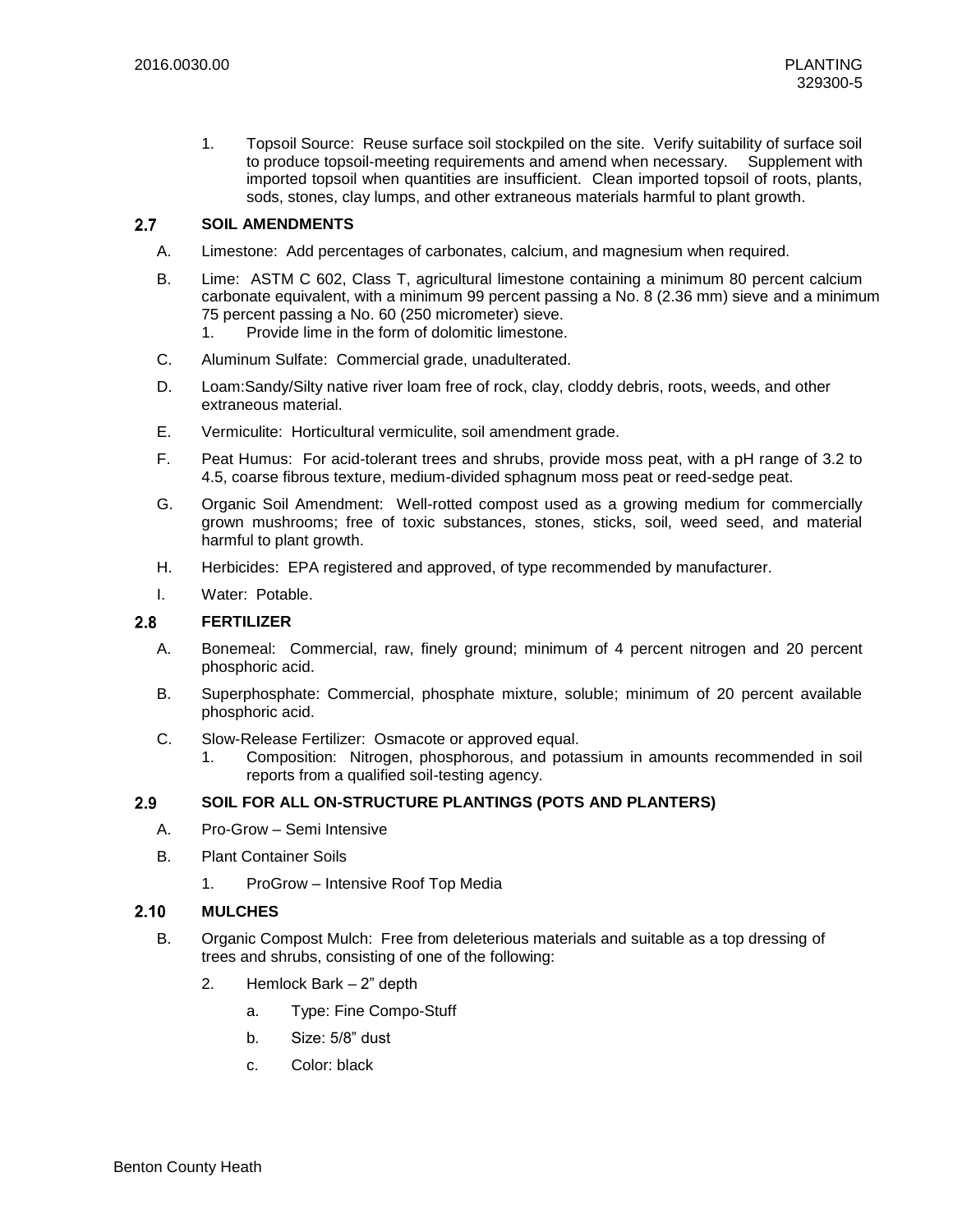1. Topsoil Source: Reuse surface soil stockpiled on the site. Verify suitability of surface soil to produce topsoil-meeting requirements and amend when necessary. Supplement with imported topsoil when quantities are insufficient. Clean imported topsoil of roots, plants, sods, stones, clay lumps, and other extraneous materials harmful to plant growth.

## 2.7 SOIL AMENDMENTS

A. Limestone: Add percentages of carbonates, calcium, and magnesium when required.

B. Lime: ASTM C 602, Class T, agricultural limestone containing a minimum 80 percent calcium carbonate equivalent, with a minimum 99 percent passing a No. 8 (2.36 mm) sieve and a minimum 75 percent passing a No. 60 (250 micrometer) sieve.
   1. Provide lime in the form of dolomitic limestone.

C. Aluminum Sulfate: Commercial grade, unadulterated.

D. Loam:Sandy/Silty native river loam free of rock, clay, cloddy debris, roots, weeds, and other extraneous material.

E. Vermiculite: Horticultural vermiculite, soil amendment grade.

F. Peat Humus: For acid-tolerant trees and shrubs, provide moss peat, with a pH range of 3.2 to 4.5, coarse fibrous texture, medium-divided sphagnum moss peat or reed-sedge peat.

G. Organic Soil Amendment: Well-rotted compost used as a growing medium for commercially grown mushrooms; free of toxic substances, stones, sticks, soil, weed seed, and material harmful to plant growth.

H. Herbicides: EPA registered and approved, of type recommended by manufacturer.

I. Water: Potable.

## 2.8 FERTILIZER

A. Bonemeal: Commercial, raw, finely ground; minimum of 4 percent nitrogen and 20 percent phosphoric acid.

B. Superphosphate: Commercial, phosphate mixture, soluble; minimum of 20 percent available phosphoric acid.

C. Slow-Release Fertilizer: Osmacote or approved equal.
   1. Composition: Nitrogen, phosphorous, and potassium in amounts recommended in soil reports from a qualified soil-testing agency.

## 2.9 SOIL FOR ALL ON-STRUCTURE PLANTINGS (POTS AND PLANTERS)

A. Pro-Grow – Semi Intensive

B. Plant Container Soils

   1. ProGrow – Intensive Roof Top Media

## 2.10 MULCHES

B. Organic Compost Mulch: Free from deleterious materials and suitable as a top dressing of trees and shrubs, consisting of one of the following:

   2. Hemlock Bark – 2" depth

      a. Type: Fine Compo-Stuff

      b. Size: 5/8" dust

      c. Color: black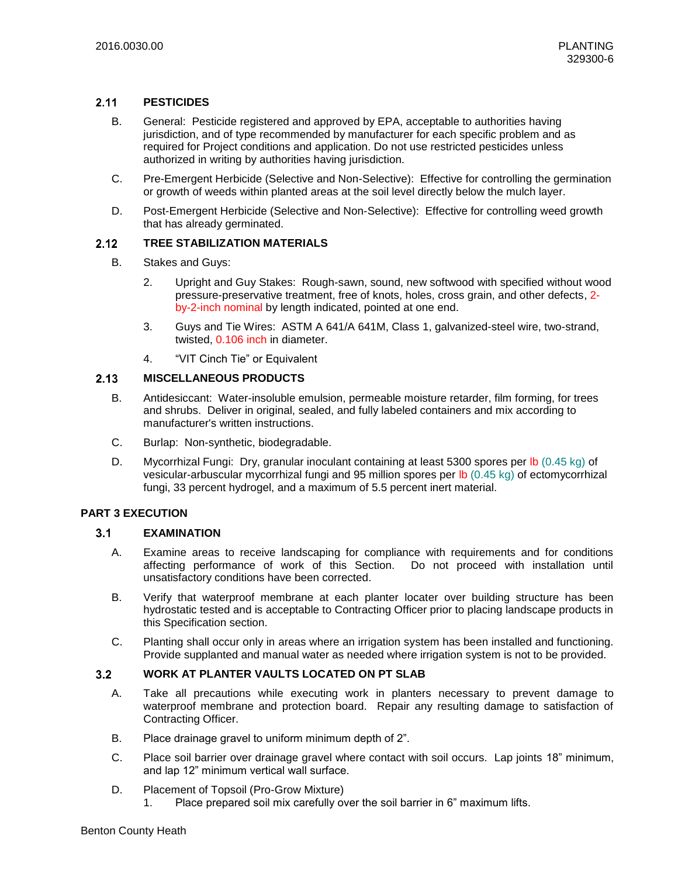### 2.11 PESTICIDES

B. General: Pesticide registered and approved by EPA, acceptable to authorities having jurisdiction, and of type recommended by manufacturer for each specific problem and as required for Project conditions and application. Do not use restricted pesticides unless authorized in writing by authorities having jurisdiction.

C. Pre-Emergent Herbicide (Selective and Non-Selective): Effective for controlling the germination or growth of weeds within planted areas at the soil level directly below the mulch layer.

D. Post-Emergent Herbicide (Selective and Non-Selective): Effective for controlling weed growth that has already germinated.

### 2.12 TREE STABILIZATION MATERIALS

B. Stakes and Guys:

2. Upright and Guy Stakes: Rough-sawn, sound, new softwood with specified without wood pressure-preservative treatment, free of knots, holes, cross grain, and other defects, 2-by-2-inch nominal by length indicated, pointed at one end.

3. Guys and Tie Wires: ASTM A 641/A 641M, Class 1, galvanized-steel wire, two-strand, twisted, 0.106 inch in diameter.

4. "VIT Cinch Tie" or Equivalent

### 2.13 MISCELLANEOUS PRODUCTS

B. Antidesiccant: Water-insoluble emulsion, permeable moisture retarder, film forming, for trees and shrubs. Deliver in original, sealed, and fully labeled containers and mix according to manufacturer's written instructions.

C. Burlap: Non-synthetic, biodegradable.

D. Mycorrhizal Fungi: Dry, granular inoculant containing at least 5300 spores per lb (0.45 kg) of vesicular-arbuscular mycorrhizal fungi and 95 million spores per lb (0.45 kg) of ectomycorrhizal fungi, 33 percent hydrogel, and a maximum of 5.5 percent inert material.

## PART 3 EXECUTION

### 3.1 EXAMINATION

A. Examine areas to receive landscaping for compliance with requirements and for conditions affecting performance of work of this Section. Do not proceed with installation until unsatisfactory conditions have been corrected.

B. Verify that waterproof membrane at each planter locater over building structure has been hydrostatic tested and is acceptable to Contracting Officer prior to placing landscape products in this Specification section.

C. Planting shall occur only in areas where an irrigation system has been installed and functioning. Provide supplanted and manual water as needed where irrigation system is not to be provided.

### 3.2 WORK AT PLANTER VAULTS LOCATED ON PT SLAB

A. Take all precautions while executing work in planters necessary to prevent damage to waterproof membrane and protection board. Repair any resulting damage to satisfaction of Contracting Officer.

B. Place drainage gravel to uniform minimum depth of 2".

C. Place soil barrier over drainage gravel where contact with soil occurs. Lap joints 18" minimum, and lap 12" minimum vertical wall surface.

D. Placement of Topsoil (Pro-Grow Mixture)

1. Place prepared soil mix carefully over the soil barrier in 6" maximum lifts.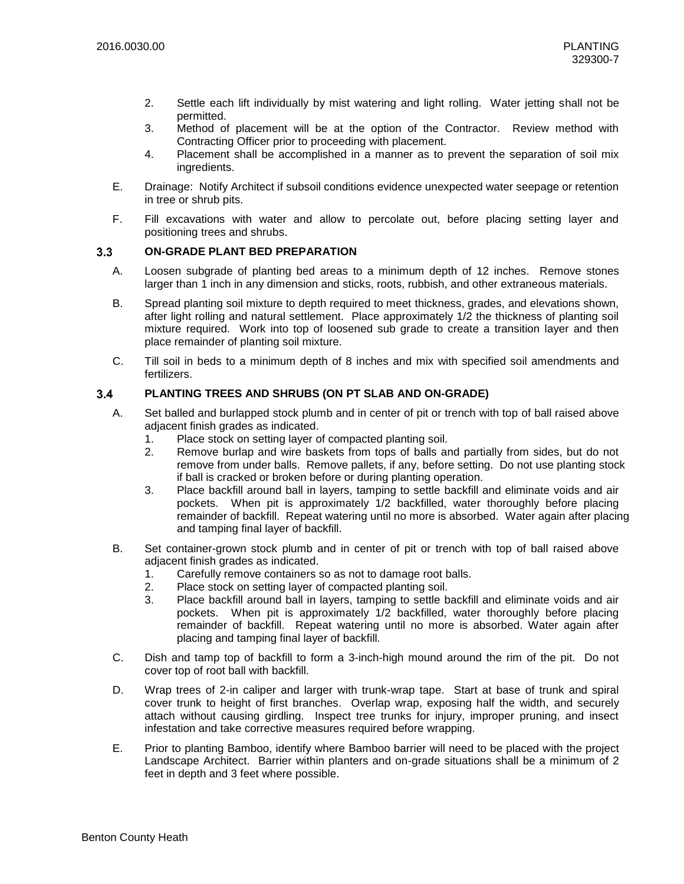2. Settle each lift individually by mist watering and light rolling. Water jetting shall not be permitted.
3. Method of placement will be at the option of the Contractor. Review method with Contracting Officer prior to proceeding with placement.
4. Placement shall be accomplished in a manner as to prevent the separation of soil mix ingredients.

E. Drainage: Notify Architect if subsoil conditions evidence unexpected water seepage or retention in tree or shrub pits.

F. Fill excavations with water and allow to percolate out, before placing setting layer and positioning trees and shrubs.

### 3.3 ON-GRADE PLANT BED PREPARATION

A. Loosen subgrade of planting bed areas to a minimum depth of 12 inches. Remove stones larger than 1 inch in any dimension and sticks, roots, rubbish, and other extraneous materials.

B. Spread planting soil mixture to depth required to meet thickness, grades, and elevations shown, after light rolling and natural settlement. Place approximately 1/2 the thickness of planting soil mixture required. Work into top of loosened sub grade to create a transition layer and then place remainder of planting soil mixture.

C. Till soil in beds to a minimum depth of 8 inches and mix with specified soil amendments and fertilizers.

### 3.4 PLANTING TREES AND SHRUBS (ON PT SLAB AND ON-GRADE)

A. Set balled and burlapped stock plumb and in center of pit or trench with top of ball raised above adjacent finish grades as indicated.
   1. Place stock on setting layer of compacted planting soil.
   2. Remove burlap and wire baskets from tops of balls and partially from sides, but do not remove from under balls. Remove pallets, if any, before setting. Do not use planting stock if ball is cracked or broken before or during planting operation.
   3. Place backfill around ball in layers, tamping to settle backfill and eliminate voids and air pockets. When pit is approximately 1/2 backfilled, water thoroughly before placing remainder of backfill. Repeat watering until no more is absorbed. Water again after placing and tamping final layer of backfill.

B. Set container-grown stock plumb and in center of pit or trench with top of ball raised above adjacent finish grades as indicated.
   1. Carefully remove containers so as not to damage root balls.
   2. Place stock on setting layer of compacted planting soil.
   3. Place backfill around ball in layers, tamping to settle backfill and eliminate voids and air pockets. When pit is approximately 1/2 backfilled, water thoroughly before placing remainder of backfill. Repeat watering until no more is absorbed. Water again after placing and tamping final layer of backfill.

C. Dish and tamp top of backfill to form a 3-inch-high mound around the rim of the pit. Do not cover top of root ball with backfill.

D. Wrap trees of 2-in caliper and larger with trunk-wrap tape. Start at base of trunk and spiral cover trunk to height of first branches. Overlap wrap, exposing half the width, and securely attach without causing girdling. Inspect tree trunks for injury, improper pruning, and insect infestation and take corrective measures required before wrapping.

E. Prior to planting Bamboo, identify where Bamboo barrier will need to be placed with the project Landscape Architect. Barrier within planters and on-grade situations shall be a minimum of 2 feet in depth and 3 feet where possible.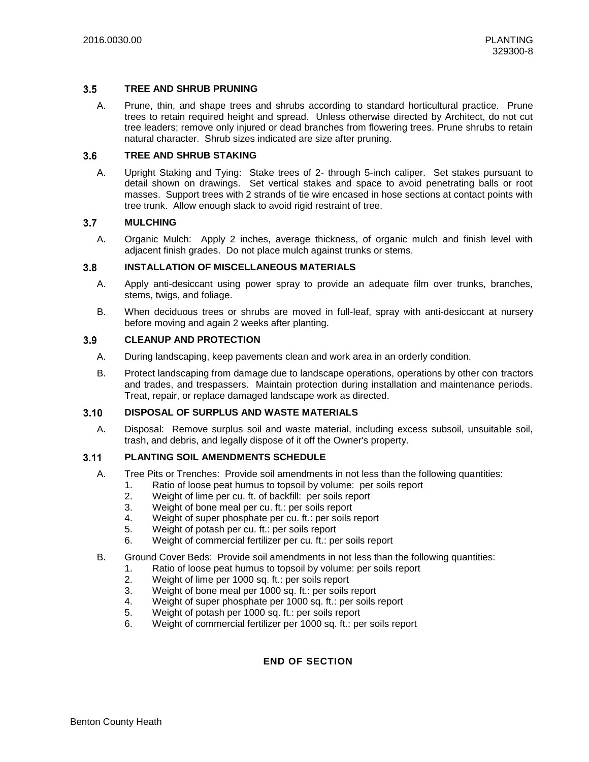## 3.5 TREE AND SHRUB PRUNING

A. Prune, thin, and shape trees and shrubs according to standard horticultural practice. Prune trees to retain required height and spread. Unless otherwise directed by Architect, do not cut tree leaders; remove only injured or dead branches from flowering trees. Prune shrubs to retain natural character. Shrub sizes indicated are size after pruning.

## 3.6 TREE AND SHRUB STAKING

A. Upright Staking and Tying: Stake trees of 2- through 5-inch caliper. Set stakes pursuant to detail shown on drawings. Set vertical stakes and space to avoid penetrating balls or root masses. Support trees with 2 strands of tie wire encased in hose sections at contact points with tree trunk. Allow enough slack to avoid rigid restraint of tree.

## 3.7 MULCHING

A. Organic Mulch: Apply 2 inches, average thickness, of organic mulch and finish level with adjacent finish grades. Do not place mulch against trunks or stems.

## 3.8 INSTALLATION OF MISCELLANEOUS MATERIALS

A. Apply anti-desiccant using power spray to provide an adequate film over trunks, branches, stems, twigs, and foliage.

B. When deciduous trees or shrubs are moved in full-leaf, spray with anti-desiccant at nursery before moving and again 2 weeks after planting.

## 3.9 CLEANUP AND PROTECTION

A. During landscaping, keep pavements clean and work area in an orderly condition.

B. Protect landscaping from damage due to landscape operations, operations by other con tractors and trades, and trespassers. Maintain protection during installation and maintenance periods. Treat, repair, or replace damaged landscape work as directed.

## 3.10 DISPOSAL OF SURPLUS AND WASTE MATERIALS

A. Disposal: Remove surplus soil and waste material, including excess subsoil, unsuitable soil, trash, and debris, and legally dispose of it off the Owner's property.

## 3.11 PLANTING SOIL AMENDMENTS SCHEDULE

A. Tree Pits or Trenches: Provide soil amendments in not less than the following quantities:
   1. Ratio of loose peat humus to topsoil by volume: per soils report
   2. Weight of lime per cu. ft. of backfill: per soils report
   3. Weight of bone meal per cu. ft.: per soils report
   4. Weight of super phosphate per cu. ft.: per soils report
   5. Weight of potash per cu. ft.: per soils report
   6. Weight of commercial fertilizer per cu. ft.: per soils report

B. Ground Cover Beds: Provide soil amendments in not less than the following quantities:
   1. Ratio of loose peat humus to topsoil by volume: per soils report
   2. Weight of lime per 1000 sq. ft.: per soils report
   3. Weight of bone meal per 1000 sq. ft.: per soils report
   4. Weight of super phosphate per 1000 sq. ft.: per soils report
   5. Weight of potash per 1000 sq. ft.: per soils report
   6. Weight of commercial fertilizer per 1000 sq. ft.: per soils report

**END OF SECTION**